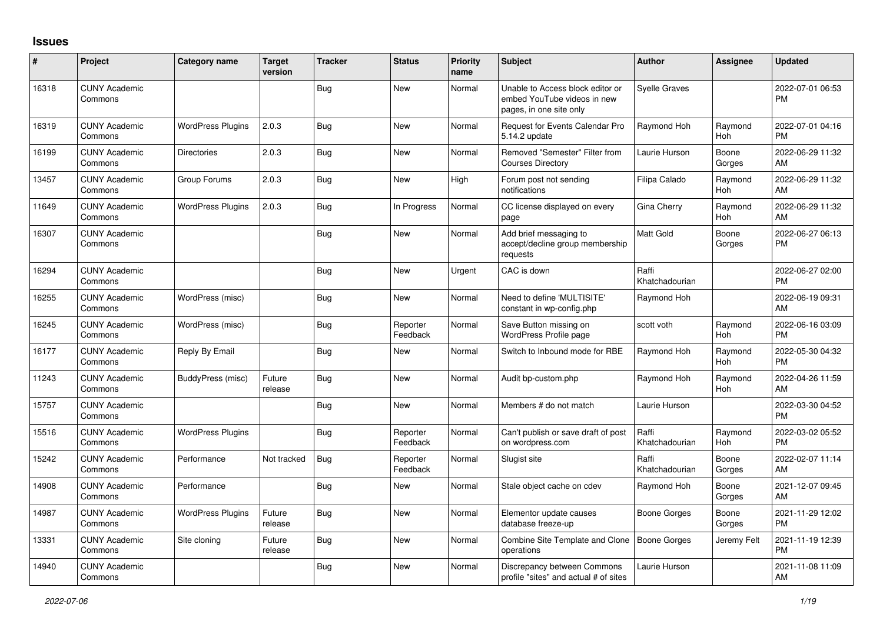## Issues

| # | Project | Category name | Target version | Tracker | Status | Priority name | Subject | Author | Assignee | Updated |
|---|---|---|---|---|---|---|---|---|---|---|
| 16318 | CUNY Academic Commons | | | Bug | New | Normal | Unable to Access block editor or embed YouTube videos in new pages, in one site only | Syelle Graves | | 2022-07-01 06:53 PM |
| 16319 | CUNY Academic Commons | WordPress Plugins | 2.0.3 | Bug | New | Normal | Request for Events Calendar Pro 5.14.2 update | Raymond Hoh | Raymond Hoh | 2022-07-01 04:16 PM |
| 16199 | CUNY Academic Commons | Directories | 2.0.3 | Bug | New | Normal | Removed "Semester" Filter from Courses Directory | Laurie Hurson | Boone Gorges | 2022-06-29 11:32 AM |
| 13457 | CUNY Academic Commons | Group Forums | 2.0.3 | Bug | New | High | Forum post not sending notifications | Filipa Calado | Raymond Hoh | 2022-06-29 11:32 AM |
| 11649 | CUNY Academic Commons | WordPress Plugins | 2.0.3 | Bug | In Progress | Normal | CC license displayed on every page | Gina Cherry | Raymond Hoh | 2022-06-29 11:32 AM |
| 16307 | CUNY Academic Commons | | | Bug | New | Normal | Add brief messaging to accept/decline group membership requests | Matt Gold | Boone Gorges | 2022-06-27 06:13 PM |
| 16294 | CUNY Academic Commons | | | Bug | New | Urgent | CAC is down | Raffi Khatchadourian | | 2022-06-27 02:00 PM |
| 16255 | CUNY Academic Commons | WordPress (misc) | | Bug | New | Normal | Need to define 'MULTISITE' constant in wp-config.php | Raymond Hoh | | 2022-06-19 09:31 AM |
| 16245 | CUNY Academic Commons | WordPress (misc) | | Bug | Reporter Feedback | Normal | Save Button missing on WordPress Profile page | scott voth | Raymond Hoh | 2022-06-16 03:09 PM |
| 16177 | CUNY Academic Commons | Reply By Email | | Bug | New | Normal | Switch to Inbound mode for RBE | Raymond Hoh | Raymond Hoh | 2022-05-30 04:32 PM |
| 11243 | CUNY Academic Commons | BuddyPress (misc) | Future release | Bug | New | Normal | Audit bp-custom.php | Raymond Hoh | Raymond Hoh | 2022-04-26 11:59 AM |
| 15757 | CUNY Academic Commons | | | Bug | New | Normal | Members # do not match | Laurie Hurson | | 2022-03-30 04:52 PM |
| 15516 | CUNY Academic Commons | WordPress Plugins | | Bug | Reporter Feedback | Normal | Can't publish or save draft of post on wordpress.com | Raffi Khatchadourian | Raymond Hoh | 2022-03-02 05:52 PM |
| 15242 | CUNY Academic Commons | Performance | Not tracked | Bug | Reporter Feedback | Normal | Slugist site | Raffi Khatchadourian | Boone Gorges | 2022-02-07 11:14 AM |
| 14908 | CUNY Academic Commons | Performance | | Bug | New | Normal | Stale object cache on cdev | Raymond Hoh | Boone Gorges | 2021-12-07 09:45 AM |
| 14987 | CUNY Academic Commons | WordPress Plugins | Future release | Bug | New | Normal | Elementor update causes database freeze-up | Boone Gorges | Boone Gorges | 2021-11-29 12:02 PM |
| 13331 | CUNY Academic Commons | Site cloning | Future release | Bug | New | Normal | Combine Site Template and Clone operations | Boone Gorges | Jeremy Felt | 2021-11-19 12:39 PM |
| 14940 | CUNY Academic Commons | | | Bug | New | Normal | Discrepancy between Commons profile "sites" and actual # of sites | Laurie Hurson | | 2021-11-08 11:09 AM |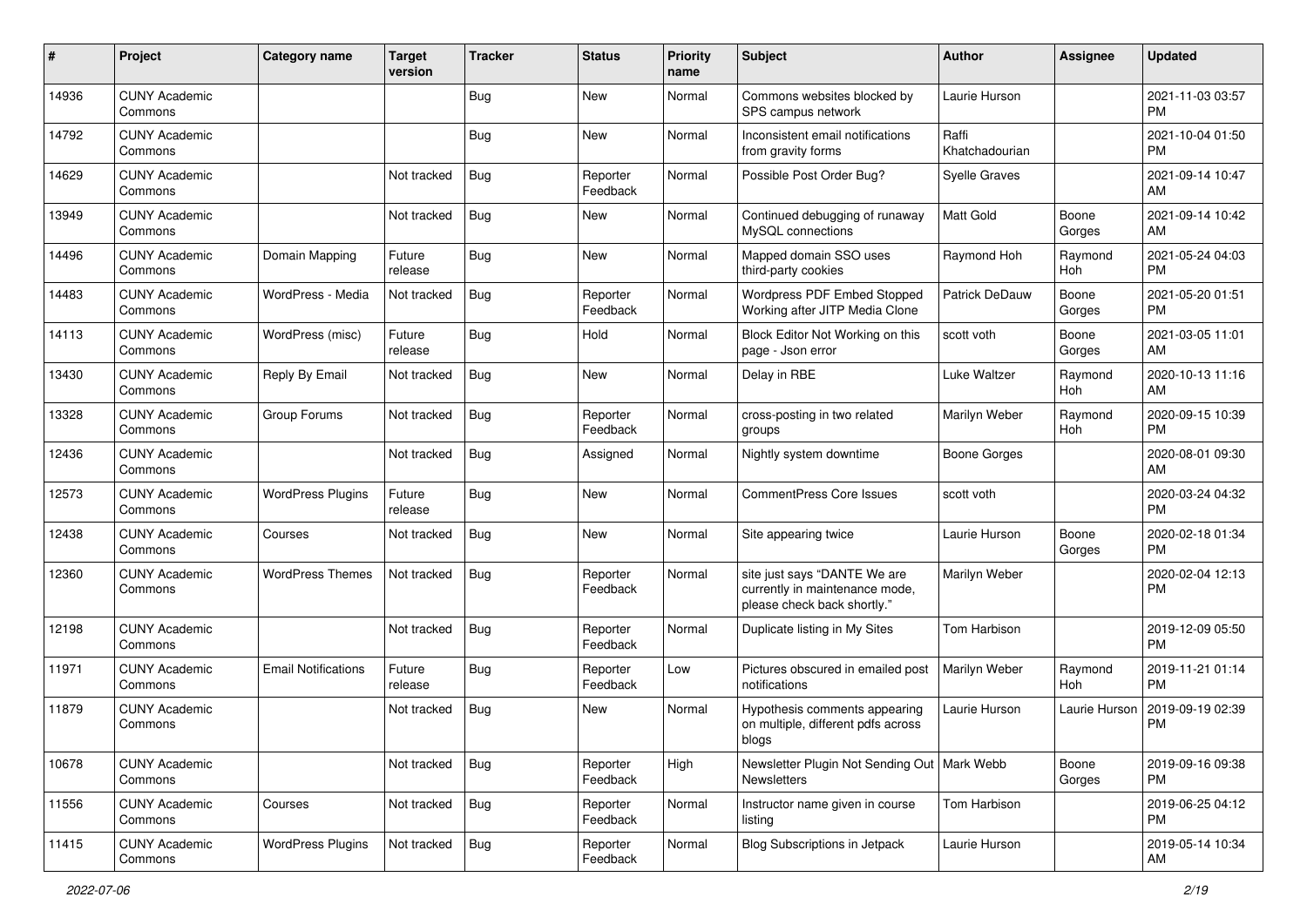| # | Project | Category name | Target version | Tracker | Status | Priority name | Subject | Author | Assignee | Updated |
|---|---|---|---|---|---|---|---|---|---|---|
| 14936 | CUNY Academic Commons | | | Bug | New | Normal | Commons websites blocked by SPS campus network | Laurie Hurson | | 2021-11-03 03:57 PM |
| 14792 | CUNY Academic Commons | | | Bug | New | Normal | Inconsistent email notifications from gravity forms | Raffi Khatchadourian | | 2021-10-04 01:50 PM |
| 14629 | CUNY Academic Commons | | Not tracked | Bug | Reporter Feedback | Normal | Possible Post Order Bug? | Syelle Graves | | 2021-09-14 10:47 AM |
| 13949 | CUNY Academic Commons | | Not tracked | Bug | New | Normal | Continued debugging of runaway MySQL connections | Matt Gold | Boone Gorges | 2021-09-14 10:42 AM |
| 14496 | CUNY Academic Commons | Domain Mapping | Future release | Bug | New | Normal | Mapped domain SSO uses third-party cookies | Raymond Hoh | Raymond Hoh | 2021-05-24 04:03 PM |
| 14483 | CUNY Academic Commons | WordPress - Media | Not tracked | Bug | Reporter Feedback | Normal | Wordpress PDF Embed Stopped Working after JITP Media Clone | Patrick DeDauw | Boone Gorges | 2021-05-20 01:51 PM |
| 14113 | CUNY Academic Commons | WordPress (misc) | Future release | Bug | Hold | Normal | Block Editor Not Working on this page - Json error | scott voth | Boone Gorges | 2021-03-05 11:01 AM |
| 13430 | CUNY Academic Commons | Reply By Email | Not tracked | Bug | New | Normal | Delay in RBE | Luke Waltzer | Raymond Hoh | 2020-10-13 11:16 AM |
| 13328 | CUNY Academic Commons | Group Forums | Not tracked | Bug | Reporter Feedback | Normal | cross-posting in two related groups | Marilyn Weber | Raymond Hoh | 2020-09-15 10:39 PM |
| 12436 | CUNY Academic Commons | | Not tracked | Bug | Assigned | Normal | Nightly system downtime | Boone Gorges | | 2020-08-01 09:30 AM |
| 12573 | CUNY Academic Commons | WordPress Plugins | Future release | Bug | New | Normal | CommentPress Core Issues | scott voth | | 2020-03-24 04:32 PM |
| 12438 | CUNY Academic Commons | Courses | Not tracked | Bug | New | Normal | Site appearing twice | Laurie Hurson | Boone Gorges | 2020-02-18 01:34 PM |
| 12360 | CUNY Academic Commons | WordPress Themes | Not tracked | Bug | Reporter Feedback | Normal | site just says "DANTE We are currently in maintenance mode, please check back shortly." | Marilyn Weber | | 2020-02-04 12:13 PM |
| 12198 | CUNY Academic Commons | | Not tracked | Bug | Reporter Feedback | Normal | Duplicate listing in My Sites | Tom Harbison | | 2019-12-09 05:50 PM |
| 11971 | CUNY Academic Commons | Email Notifications | Future release | Bug | Reporter Feedback | Low | Pictures obscured in emailed post notifications | Marilyn Weber | Raymond Hoh | 2019-11-21 01:14 PM |
| 11879 | CUNY Academic Commons | | Not tracked | Bug | New | Normal | Hypothesis comments appearing on multiple, different pdfs across blogs | Laurie Hurson | Laurie Hurson | 2019-09-19 02:39 PM |
| 10678 | CUNY Academic Commons | | Not tracked | Bug | Reporter Feedback | High | Newsletter Plugin Not Sending Out Newsletters | Mark Webb | Boone Gorges | 2019-09-16 09:38 PM |
| 11556 | CUNY Academic Commons | Courses | Not tracked | Bug | Reporter Feedback | Normal | Instructor name given in course listing | Tom Harbison | | 2019-06-25 04:12 PM |
| 11415 | CUNY Academic Commons | WordPress Plugins | Not tracked | Bug | Reporter Feedback | Normal | Blog Subscriptions in Jetpack | Laurie Hurson | | 2019-05-14 10:34 AM |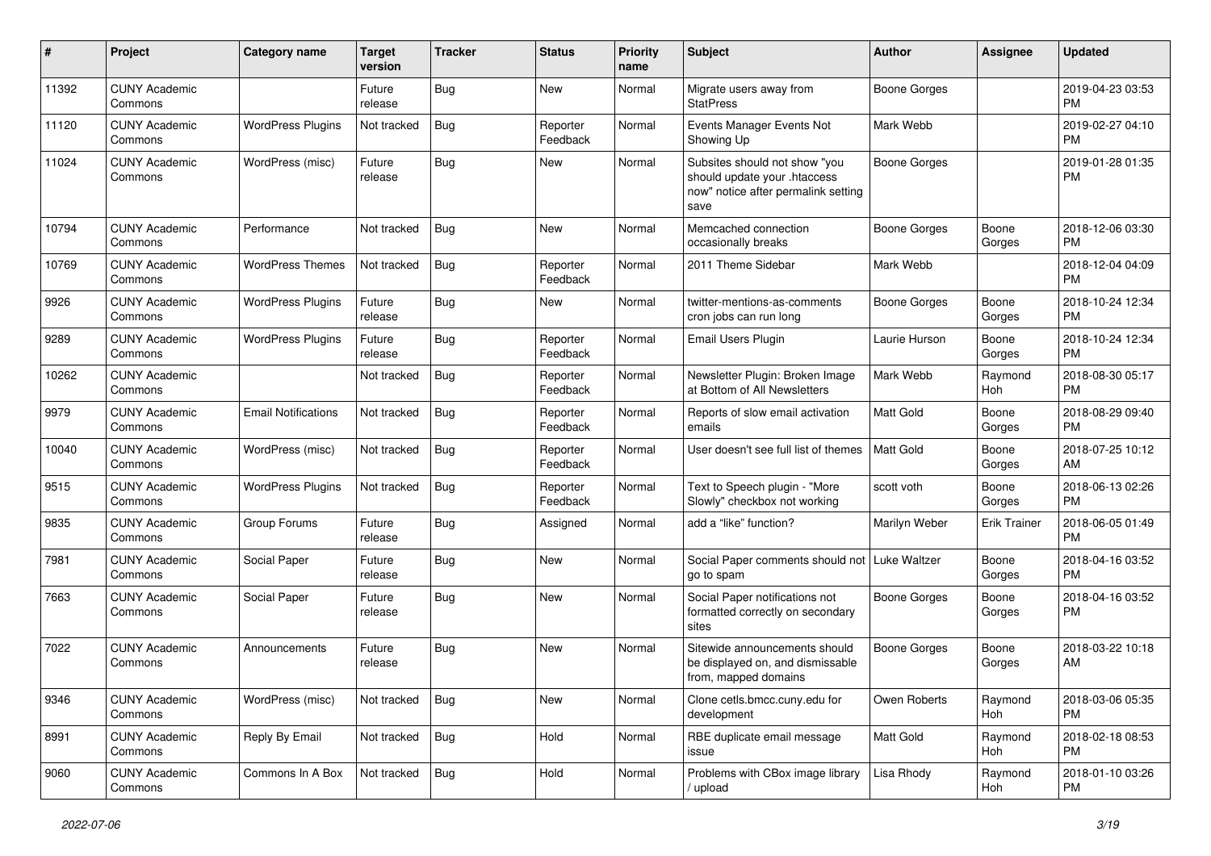| # | Project | Category name | Target version | Tracker | Status | Priority name | Subject | Author | Assignee | Updated |
|---|---|---|---|---|---|---|---|---|---|---|
| 11392 | CUNY Academic Commons | | Future release | Bug | New | Normal | Migrate users away from StatPress | Boone Gorges | | 2019-04-23 03:53 PM |
| 11120 | CUNY Academic Commons | WordPress Plugins | Not tracked | Bug | Reporter Feedback | Normal | Events Manager Events Not Showing Up | Mark Webb | | 2019-02-27 04:10 PM |
| 11024 | CUNY Academic Commons | WordPress (misc) | Future release | Bug | New | Normal | Subsites should not show "you should update your .htaccess now" notice after permalink setting save | Boone Gorges | | 2019-01-28 01:35 PM |
| 10794 | CUNY Academic Commons | Performance | Not tracked | Bug | New | Normal | Memcached connection occasionally breaks | Boone Gorges | Boone Gorges | 2018-12-06 03:30 PM |
| 10769 | CUNY Academic Commons | WordPress Themes | Not tracked | Bug | Reporter Feedback | Normal | 2011 Theme Sidebar | Mark Webb | | 2018-12-04 04:09 PM |
| 9926 | CUNY Academic Commons | WordPress Plugins | Future release | Bug | New | Normal | twitter-mentions-as-comments cron jobs can run long | Boone Gorges | Boone Gorges | 2018-10-24 12:34 PM |
| 9289 | CUNY Academic Commons | WordPress Plugins | Future release | Bug | Reporter Feedback | Normal | Email Users Plugin | Laurie Hurson | Boone Gorges | 2018-10-24 12:34 PM |
| 10262 | CUNY Academic Commons | | Not tracked | Bug | Reporter Feedback | Normal | Newsletter Plugin: Broken Image at Bottom of All Newsletters | Mark Webb | Raymond Hoh | 2018-08-30 05:17 PM |
| 9979 | CUNY Academic Commons | Email Notifications | Not tracked | Bug | Reporter Feedback | Normal | Reports of slow email activation emails | Matt Gold | Boone Gorges | 2018-08-29 09:40 PM |
| 10040 | CUNY Academic Commons | WordPress (misc) | Not tracked | Bug | Reporter Feedback | Normal | User doesn't see full list of themes | Matt Gold | Boone Gorges | 2018-07-25 10:12 AM |
| 9515 | CUNY Academic Commons | WordPress Plugins | Not tracked | Bug | Reporter Feedback | Normal | Text to Speech plugin - "More Slowly" checkbox not working | scott voth | Boone Gorges | 2018-06-13 02:26 PM |
| 9835 | CUNY Academic Commons | Group Forums | Future release | Bug | Assigned | Normal | add a “like” function? | Marilyn Weber | Erik Trainer | 2018-06-05 01:49 PM |
| 7981 | CUNY Academic Commons | Social Paper | Future release | Bug | New | Normal | Social Paper comments should not go to spam | Luke Waltzer | Boone Gorges | 2018-04-16 03:52 PM |
| 7663 | CUNY Academic Commons | Social Paper | Future release | Bug | New | Normal | Social Paper notifications not formatted correctly on secondary sites | Boone Gorges | Boone Gorges | 2018-04-16 03:52 PM |
| 7022 | CUNY Academic Commons | Announcements | Future release | Bug | New | Normal | Sitewide announcements should be displayed on, and dismissable from, mapped domains | Boone Gorges | Boone Gorges | 2018-03-22 10:18 AM |
| 9346 | CUNY Academic Commons | WordPress (misc) | Not tracked | Bug | New | Normal | Clone cetls.bmcc.cuny.edu for development | Owen Roberts | Raymond Hoh | 2018-03-06 05:35 PM |
| 8991 | CUNY Academic Commons | Reply By Email | Not tracked | Bug | Hold | Normal | RBE duplicate email message issue | Matt Gold | Raymond Hoh | 2018-02-18 08:53 PM |
| 9060 | CUNY Academic Commons | Commons In A Box | Not tracked | Bug | Hold | Normal | Problems with CBox image library / upload | Lisa Rhody | Raymond Hoh | 2018-01-10 03:26 PM |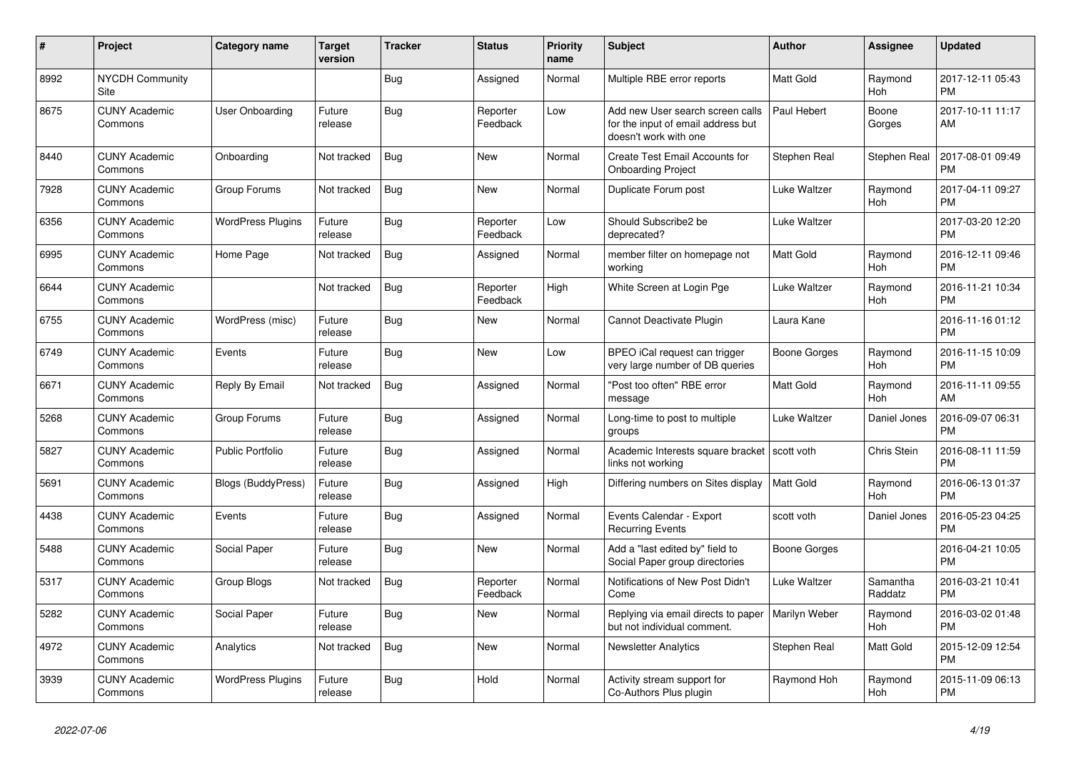| # | Project | Category name | Target version | Tracker | Status | Priority name | Subject | Author | Assignee | Updated |
|---|---|---|---|---|---|---|---|---|---|---|
| 8992 | NYCDH Community Site | | | Bug | Assigned | Normal | Multiple RBE error reports | Matt Gold | Raymond Hoh | 2017-12-11 05:43 PM |
| 8675 | CUNY Academic Commons | User Onboarding | Future release | Bug | Reporter Feedback | Low | Add new User search screen calls for the input of email address but doesn't work with one | Paul Hebert | Boone Gorges | 2017-10-11 11:17 AM |
| 8440 | CUNY Academic Commons | Onboarding | Not tracked | Bug | New | Normal | Create Test Email Accounts for Onboarding Project | Stephen Real | Stephen Real | 2017-08-01 09:49 PM |
| 7928 | CUNY Academic Commons | Group Forums | Not tracked | Bug | New | Normal | Duplicate Forum post | Luke Waltzer | Raymond Hoh | 2017-04-11 09:27 PM |
| 6356 | CUNY Academic Commons | WordPress Plugins | Future release | Bug | Reporter Feedback | Low | Should Subscribe2 be deprecated? | Luke Waltzer | | 2017-03-20 12:20 PM |
| 6995 | CUNY Academic Commons | Home Page | Not tracked | Bug | Assigned | Normal | member filter on homepage not working | Matt Gold | Raymond Hoh | 2016-12-11 09:46 PM |
| 6644 | CUNY Academic Commons | | Not tracked | Bug | Reporter Feedback | High | White Screen at Login Pge | Luke Waltzer | Raymond Hoh | 2016-11-21 10:34 PM |
| 6755 | CUNY Academic Commons | WordPress (misc) | Future release | Bug | New | Normal | Cannot Deactivate Plugin | Laura Kane | | 2016-11-16 01:12 PM |
| 6749 | CUNY Academic Commons | Events | Future release | Bug | New | Low | BPEO iCal request can trigger very large number of DB queries | Boone Gorges | Raymond Hoh | 2016-11-15 10:09 PM |
| 6671 | CUNY Academic Commons | Reply By Email | Not tracked | Bug | Assigned | Normal | "Post too often" RBE error message | Matt Gold | Raymond Hoh | 2016-11-11 09:55 AM |
| 5268 | CUNY Academic Commons | Group Forums | Future release | Bug | Assigned | Normal | Long-time to post to multiple groups | Luke Waltzer | Daniel Jones | 2016-09-07 06:31 PM |
| 5827 | CUNY Academic Commons | Public Portfolio | Future release | Bug | Assigned | Normal | Academic Interests square bracket links not working | scott voth | Chris Stein | 2016-08-11 11:59 PM |
| 5691 | CUNY Academic Commons | Blogs (BuddyPress) | Future release | Bug | Assigned | High | Differing numbers on Sites display | Matt Gold | Raymond Hoh | 2016-06-13 01:37 PM |
| 4438 | CUNY Academic Commons | Events | Future release | Bug | Assigned | Normal | Events Calendar - Export Recurring Events | scott voth | Daniel Jones | 2016-05-23 04:25 PM |
| 5488 | CUNY Academic Commons | Social Paper | Future release | Bug | New | Normal | Add a "last edited by" field to Social Paper group directories | Boone Gorges | | 2016-04-21 10:05 PM |
| 5317 | CUNY Academic Commons | Group Blogs | Not tracked | Bug | Reporter Feedback | Normal | Notifications of New Post Didn't Come | Luke Waltzer | Samantha Raddatz | 2016-03-21 10:41 PM |
| 5282 | CUNY Academic Commons | Social Paper | Future release | Bug | New | Normal | Replying via email directs to paper but not individual comment. | Marilyn Weber | Raymond Hoh | 2016-03-02 01:48 PM |
| 4972 | CUNY Academic Commons | Analytics | Not tracked | Bug | New | Normal | Newsletter Analytics | Stephen Real | Matt Gold | 2015-12-09 12:54 PM |
| 3939 | CUNY Academic Commons | WordPress Plugins | Future release | Bug | Hold | Normal | Activity stream support for Co-Authors Plus plugin | Raymond Hoh | Raymond Hoh | 2015-11-09 06:13 PM |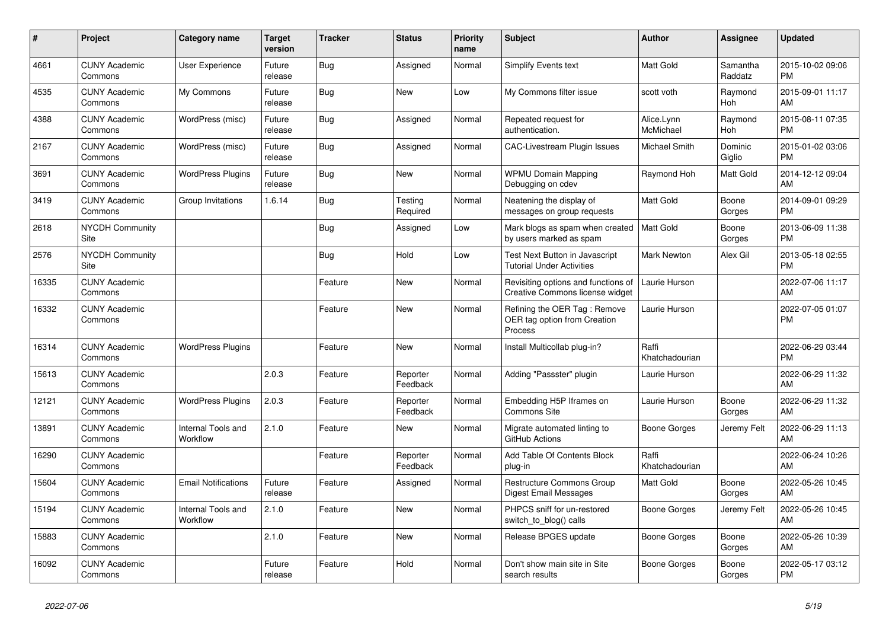| # | Project | Category name | Target version | Tracker | Status | Priority name | Subject | Author | Assignee | Updated |
|---|---|---|---|---|---|---|---|---|---|---|
| 4661 | CUNY Academic Commons | User Experience | Future release | Bug | Assigned | Normal | Simplify Events text | Matt Gold | Samantha Raddatz | 2015-10-02 09:06 PM |
| 4535 | CUNY Academic Commons | My Commons | Future release | Bug | New | Low | My Commons filter issue | scott voth | Raymond Hoh | 2015-09-01 11:17 AM |
| 4388 | CUNY Academic Commons | WordPress (misc) | Future release | Bug | Assigned | Normal | Repeated request for authentication. | Alice.Lynn McMichael | Raymond Hoh | 2015-08-11 07:35 PM |
| 2167 | CUNY Academic Commons | WordPress (misc) | Future release | Bug | Assigned | Normal | CAC-Livestream Plugin Issues | Michael Smith | Dominic Giglio | 2015-01-02 03:06 PM |
| 3691 | CUNY Academic Commons | WordPress Plugins | Future release | Bug | New | Normal | WPMU Domain Mapping Debugging on cdev | Raymond Hoh | Matt Gold | 2014-12-12 09:04 AM |
| 3419 | CUNY Academic Commons | Group Invitations | 1.6.14 | Bug | Testing Required | Normal | Neatening the display of messages on group requests | Matt Gold | Boone Gorges | 2014-09-01 09:29 PM |
| 2618 | NYCDH Community Site | | | Bug | Assigned | Low | Mark blogs as spam when created by users marked as spam | Matt Gold | Boone Gorges | 2013-06-09 11:38 PM |
| 2576 | NYCDH Community Site | | | Bug | Hold | Low | Test Next Button in Javascript Tutorial Under Activities | Mark Newton | Alex Gil | 2013-05-18 02:55 PM |
| 16335 | CUNY Academic Commons | | | Feature | New | Normal | Revisiting options and functions of Creative Commons license widget | Laurie Hurson | | 2022-07-06 11:17 AM |
| 16332 | CUNY Academic Commons | | | Feature | New | Normal | Refining the OER Tag : Remove OER tag option from Creation Process | Laurie Hurson | | 2022-07-05 01:07 PM |
| 16314 | CUNY Academic Commons | WordPress Plugins | | Feature | New | Normal | Install Multicollab plug-in? | Raffi Khatchadourian | | 2022-06-29 03:44 PM |
| 15613 | CUNY Academic Commons | | 2.0.3 | Feature | Reporter Feedback | Normal | Adding "Passster" plugin | Laurie Hurson | | 2022-06-29 11:32 AM |
| 12121 | CUNY Academic Commons | WordPress Plugins | 2.0.3 | Feature | Reporter Feedback | Normal | Embedding H5P Iframes on Commons Site | Laurie Hurson | Boone Gorges | 2022-06-29 11:32 AM |
| 13891 | CUNY Academic Commons | Internal Tools and Workflow | 2.1.0 | Feature | New | Normal | Migrate automated linting to GitHub Actions | Boone Gorges | Jeremy Felt | 2022-06-29 11:13 AM |
| 16290 | CUNY Academic Commons | | | Feature | Reporter Feedback | Normal | Add Table Of Contents Block plug-in | Raffi Khatchadourian | | 2022-06-24 10:26 AM |
| 15604 | CUNY Academic Commons | Email Notifications | Future release | Feature | Assigned | Normal | Restructure Commons Group Digest Email Messages | Matt Gold | Boone Gorges | 2022-05-26 10:45 AM |
| 15194 | CUNY Academic Commons | Internal Tools and Workflow | 2.1.0 | Feature | New | Normal | PHPCS sniff for un-restored switch_to_blog() calls | Boone Gorges | Jeremy Felt | 2022-05-26 10:45 AM |
| 15883 | CUNY Academic Commons | | 2.1.0 | Feature | New | Normal | Release BPGES update | Boone Gorges | Boone Gorges | 2022-05-26 10:39 AM |
| 16092 | CUNY Academic Commons | | Future release | Feature | Hold | Normal | Don't show main site in Site search results | Boone Gorges | Boone Gorges | 2022-05-17 03:12 PM |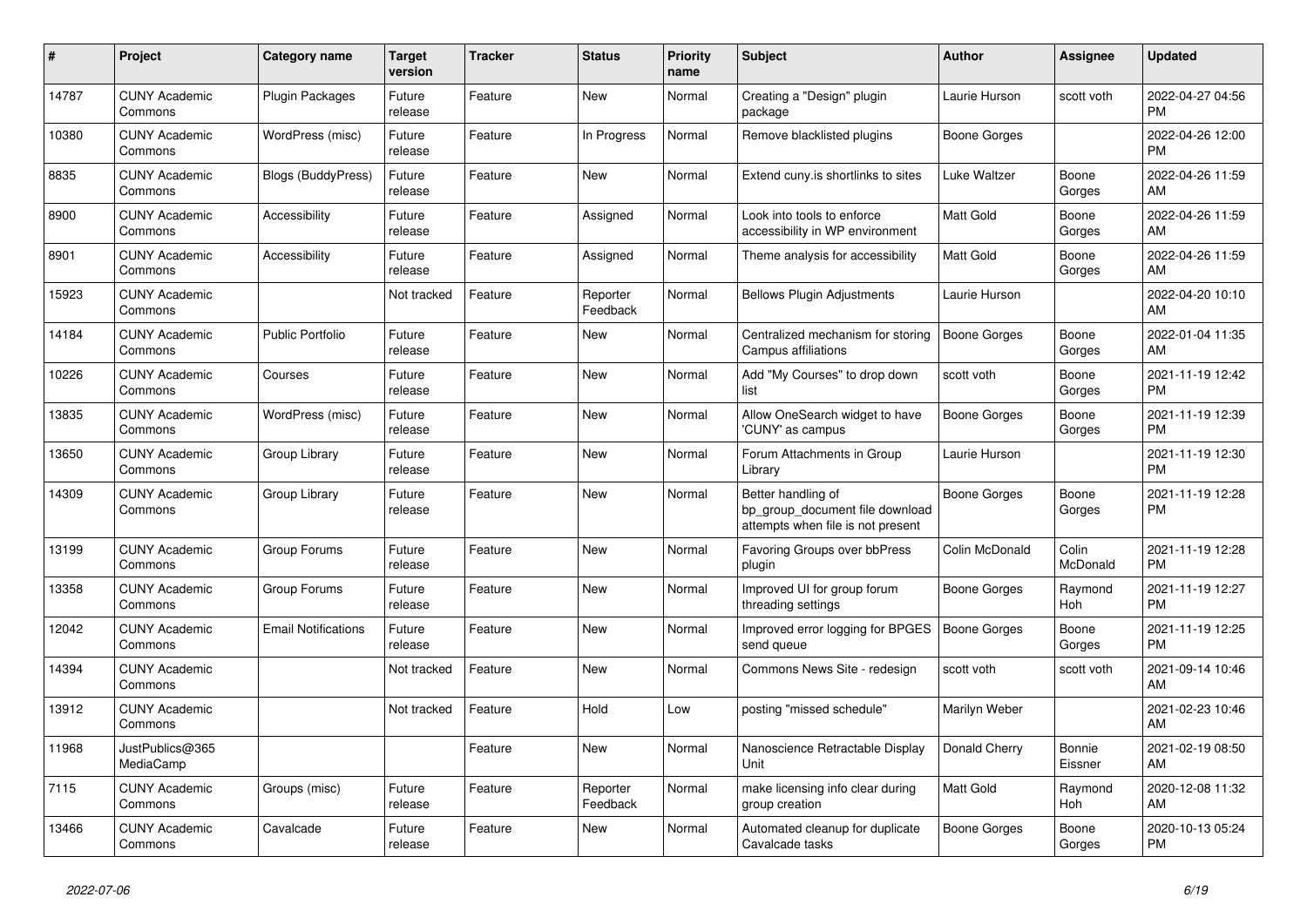| # | Project | Category name | Target version | Tracker | Status | Priority name | Subject | Author | Assignee | Updated |
|---|---|---|---|---|---|---|---|---|---|---|
| 14787 | CUNY Academic Commons | Plugin Packages | Future release | Feature | New | Normal | Creating a "Design" plugin package | Laurie Hurson | scott voth | 2022-04-27 04:56 PM |
| 10380 | CUNY Academic Commons | WordPress (misc) | Future release | Feature | In Progress | Normal | Remove blacklisted plugins | Boone Gorges | | 2022-04-26 12:00 PM |
| 8835 | CUNY Academic Commons | Blogs (BuddyPress) | Future release | Feature | New | Normal | Extend cuny.is shortlinks to sites | Luke Waltzer | Boone Gorges | 2022-04-26 11:59 AM |
| 8900 | CUNY Academic Commons | Accessibility | Future release | Feature | Assigned | Normal | Look into tools to enforce accessibility in WP environment | Matt Gold | Boone Gorges | 2022-04-26 11:59 AM |
| 8901 | CUNY Academic Commons | Accessibility | Future release | Feature | Assigned | Normal | Theme analysis for accessibility | Matt Gold | Boone Gorges | 2022-04-26 11:59 AM |
| 15923 | CUNY Academic Commons | | Not tracked | Feature | Reporter Feedback | Normal | Bellows Plugin Adjustments | Laurie Hurson | | 2022-04-20 10:10 AM |
| 14184 | CUNY Academic Commons | Public Portfolio | Future release | Feature | New | Normal | Centralized mechanism for storing Campus affiliations | Boone Gorges | Boone Gorges | 2022-01-04 11:35 AM |
| 10226 | CUNY Academic Commons | Courses | Future release | Feature | New | Normal | Add "My Courses" to drop down list | scott voth | Boone Gorges | 2021-11-19 12:42 PM |
| 13835 | CUNY Academic Commons | WordPress (misc) | Future release | Feature | New | Normal | Allow OneSearch widget to have 'CUNY' as campus | Boone Gorges | Boone Gorges | 2021-11-19 12:39 PM |
| 13650 | CUNY Academic Commons | Group Library | Future release | Feature | New | Normal | Forum Attachments in Group Library | Laurie Hurson | | 2021-11-19 12:30 PM |
| 14309 | CUNY Academic Commons | Group Library | Future release | Feature | New | Normal | Better handling of bp_group_document file download attempts when file is not present | Boone Gorges | Boone Gorges | 2021-11-19 12:28 PM |
| 13199 | CUNY Academic Commons | Group Forums | Future release | Feature | New | Normal | Favoring Groups over bbPress plugin | Colin McDonald | Colin McDonald | 2021-11-19 12:28 PM |
| 13358 | CUNY Academic Commons | Group Forums | Future release | Feature | New | Normal | Improved UI for group forum threading settings | Boone Gorges | Raymond Hoh | 2021-11-19 12:27 PM |
| 12042 | CUNY Academic Commons | Email Notifications | Future release | Feature | New | Normal | Improved error logging for BPGES send queue | Boone Gorges | Boone Gorges | 2021-11-19 12:25 PM |
| 14394 | CUNY Academic Commons | | Not tracked | Feature | New | Normal | Commons News Site - redesign | scott voth | scott voth | 2021-09-14 10:46 AM |
| 13912 | CUNY Academic Commons | | Not tracked | Feature | Hold | Low | posting "missed schedule" | Marilyn Weber | | 2021-02-23 10:46 AM |
| 11968 | JustPublics@365 MediaCamp | | | Feature | New | Normal | Nanoscience Retractable Display Unit | Donald Cherry | Bonnie Eissner | 2021-02-19 08:50 AM |
| 7115 | CUNY Academic Commons | Groups (misc) | Future release | Feature | Reporter Feedback | Normal | make licensing info clear during group creation | Matt Gold | Raymond Hoh | 2020-12-08 11:32 AM |
| 13466 | CUNY Academic Commons | Cavalcade | Future release | Feature | New | Normal | Automated cleanup for duplicate Cavalcade tasks | Boone Gorges | Boone Gorges | 2020-10-13 05:24 PM |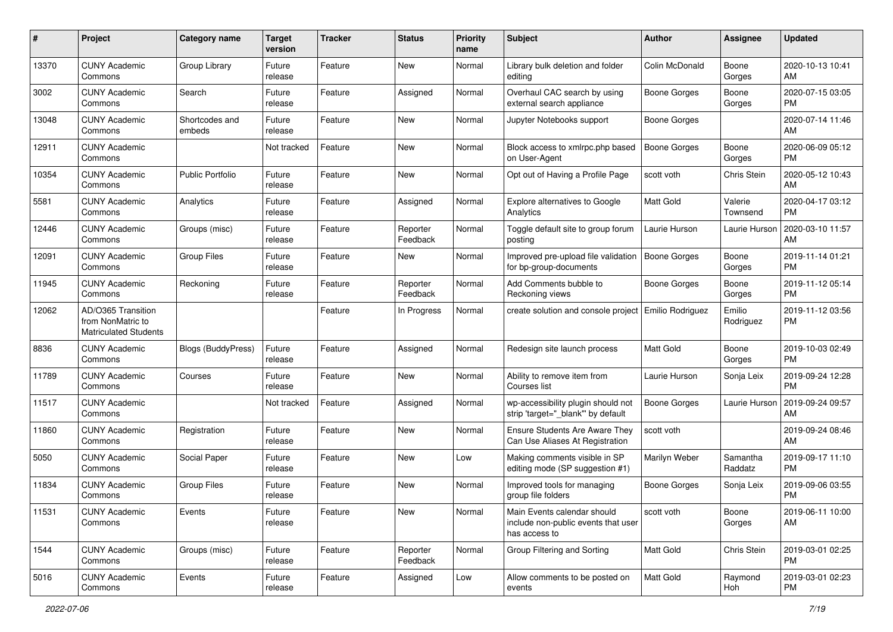| # | Project | Category name | Target version | Tracker | Status | Priority name | Subject | Author | Assignee | Updated |
|---|---|---|---|---|---|---|---|---|---|---|
| 13370 | CUNY Academic Commons | Group Library | Future release | Feature | New | Normal | Library bulk deletion and folder editing | Colin McDonald | Boone Gorges | 2020-10-13 10:41 AM |
| 3002 | CUNY Academic Commons | Search | Future release | Feature | Assigned | Normal | Overhaul CAC search by using external search appliance | Boone Gorges | Boone Gorges | 2020-07-15 03:05 PM |
| 13048 | CUNY Academic Commons | Shortcodes and embeds | Future release | Feature | New | Normal | Jupyter Notebooks support | Boone Gorges | | 2020-07-14 11:46 AM |
| 12911 | CUNY Academic Commons | | Not tracked | Feature | New | Normal | Block access to xmlrpc.php based on User-Agent | Boone Gorges | Boone Gorges | 2020-06-09 05:12 PM |
| 10354 | CUNY Academic Commons | Public Portfolio | Future release | Feature | New | Normal | Opt out of Having a Profile Page | scott voth | Chris Stein | 2020-05-12 10:43 AM |
| 5581 | CUNY Academic Commons | Analytics | Future release | Feature | Assigned | Normal | Explore alternatives to Google Analytics | Matt Gold | Valerie Townsend | 2020-04-17 03:12 PM |
| 12446 | CUNY Academic Commons | Groups (misc) | Future release | Feature | Reporter Feedback | Normal | Toggle default site to group forum posting | Laurie Hurson | Laurie Hurson | 2020-03-10 11:57 AM |
| 12091 | CUNY Academic Commons | Group Files | Future release | Feature | New | Normal | Improved pre-upload file validation for bp-group-documents | Boone Gorges | Boone Gorges | 2019-11-14 01:21 PM |
| 11945 | CUNY Academic Commons | Reckoning | Future release | Feature | Reporter Feedback | Normal | Add Comments bubble to Reckoning views | Boone Gorges | Boone Gorges | 2019-11-12 05:14 PM |
| 12062 | AD/O365 Transition from NonMatric to Matriculated Students | | | Feature | In Progress | Normal | create solution and console project | Emilio Rodriguez | Emilio Rodriguez | 2019-11-12 03:56 PM |
| 8836 | CUNY Academic Commons | Blogs (BuddyPress) | Future release | Feature | Assigned | Normal | Redesign site launch process | Matt Gold | Boone Gorges | 2019-10-03 02:49 PM |
| 11789 | CUNY Academic Commons | Courses | Future release | Feature | New | Normal | Ability to remove item from Courses list | Laurie Hurson | Sonja Leix | 2019-09-24 12:28 PM |
| 11517 | CUNY Academic Commons | | Not tracked | Feature | Assigned | Normal | wp-accessibility plugin should not strip 'target="_blank"' by default | Boone Gorges | Laurie Hurson | 2019-09-24 09:57 AM |
| 11860 | CUNY Academic Commons | Registration | Future release | Feature | New | Normal | Ensure Students Are Aware They Can Use Aliases At Registration | scott voth | | 2019-09-24 08:46 AM |
| 5050 | CUNY Academic Commons | Social Paper | Future release | Feature | New | Low | Making comments visible in SP editing mode (SP suggestion #1) | Marilyn Weber | Samantha Raddatz | 2019-09-17 11:10 PM |
| 11834 | CUNY Academic Commons | Group Files | Future release | Feature | New | Normal | Improved tools for managing group file folders | Boone Gorges | Sonja Leix | 2019-09-06 03:55 PM |
| 11531 | CUNY Academic Commons | Events | Future release | Feature | New | Normal | Main Events calendar should include non-public events that user has access to | scott voth | Boone Gorges | 2019-06-11 10:00 AM |
| 1544 | CUNY Academic Commons | Groups (misc) | Future release | Feature | Reporter Feedback | Normal | Group Filtering and Sorting | Matt Gold | Chris Stein | 2019-03-01 02:25 PM |
| 5016 | CUNY Academic Commons | Events | Future release | Feature | Assigned | Low | Allow comments to be posted on events | Matt Gold | Raymond Hoh | 2019-03-01 02:23 PM |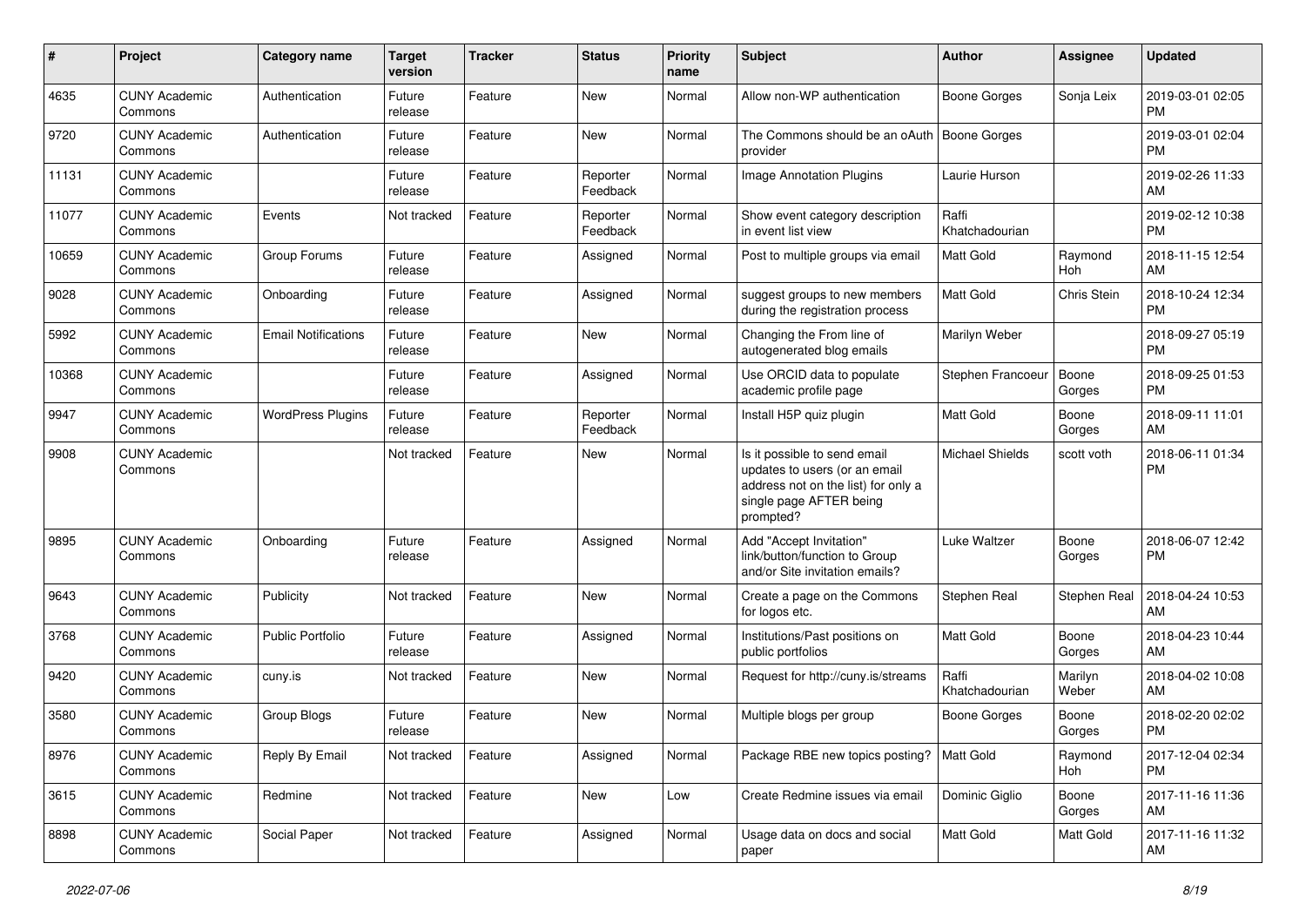| # | Project | Category name | Target version | Tracker | Status | Priority name | Subject | Author | Assignee | Updated |
|---|---|---|---|---|---|---|---|---|---|---|
| 4635 | CUNY Academic Commons | Authentication | Future release | Feature | New | Normal | Allow non-WP authentication | Boone Gorges | Sonja Leix | 2019-03-01 02:05 PM |
| 9720 | CUNY Academic Commons | Authentication | Future release | Feature | New | Normal | The Commons should be an oAuth provider | Boone Gorges | | 2019-03-01 02:04 PM |
| 11131 | CUNY Academic Commons | | Future release | Feature | Reporter Feedback | Normal | Image Annotation Plugins | Laurie Hurson | | 2019-02-26 11:33 AM |
| 11077 | CUNY Academic Commons | Events | Not tracked | Feature | Reporter Feedback | Normal | Show event category description in event list view | Raffi Khatchadourian | | 2019-02-12 10:38 PM |
| 10659 | CUNY Academic Commons | Group Forums | Future release | Feature | Assigned | Normal | Post to multiple groups via email | Matt Gold | Raymond Hoh | 2018-11-15 12:54 AM |
| 9028 | CUNY Academic Commons | Onboarding | Future release | Feature | Assigned | Normal | suggest groups to new members during the registration process | Matt Gold | Chris Stein | 2018-10-24 12:34 PM |
| 5992 | CUNY Academic Commons | Email Notifications | Future release | Feature | New | Normal | Changing the From line of autogenerated blog emails | Marilyn Weber | | 2018-09-27 05:19 PM |
| 10368 | CUNY Academic Commons | | Future release | Feature | Assigned | Normal | Use ORCID data to populate academic profile page | Stephen Francoeur | Boone Gorges | 2018-09-25 01:53 PM |
| 9947 | CUNY Academic Commons | WordPress Plugins | Future release | Feature | Reporter Feedback | Normal | Install H5P quiz plugin | Matt Gold | Boone Gorges | 2018-09-11 11:01 AM |
| 9908 | CUNY Academic Commons | | Not tracked | Feature | New | Normal | Is it possible to send email updates to users (or an email address not on the list) for only a single page AFTER being prompted? | Michael Shields | scott voth | 2018-06-11 01:34 PM |
| 9895 | CUNY Academic Commons | Onboarding | Future release | Feature | Assigned | Normal | Add "Accept Invitation" link/button/function to Group and/or Site invitation emails? | Luke Waltzer | Boone Gorges | 2018-06-07 12:42 PM |
| 9643 | CUNY Academic Commons | Publicity | Not tracked | Feature | New | Normal | Create a page on the Commons for logos etc. | Stephen Real | Stephen Real | 2018-04-24 10:53 AM |
| 3768 | CUNY Academic Commons | Public Portfolio | Future release | Feature | Assigned | Normal | Institutions/Past positions on public portfolios | Matt Gold | Boone Gorges | 2018-04-23 10:44 AM |
| 9420 | CUNY Academic Commons | cuny.is | Not tracked | Feature | New | Normal | Request for http://cuny.is/streams | Raffi Khatchadourian | Marilyn Weber | 2018-04-02 10:08 AM |
| 3580 | CUNY Academic Commons | Group Blogs | Future release | Feature | New | Normal | Multiple blogs per group | Boone Gorges | Boone Gorges | 2018-02-20 02:02 PM |
| 8976 | CUNY Academic Commons | Reply By Email | Not tracked | Feature | Assigned | Normal | Package RBE new topics posting? | Matt Gold | Raymond Hoh | 2017-12-04 02:34 PM |
| 3615 | CUNY Academic Commons | Redmine | Not tracked | Feature | New | Low | Create Redmine issues via email | Dominic Giglio | Boone Gorges | 2017-11-16 11:36 AM |
| 8898 | CUNY Academic Commons | Social Paper | Not tracked | Feature | Assigned | Normal | Usage data on docs and social paper | Matt Gold | Matt Gold | 2017-11-16 11:32 AM |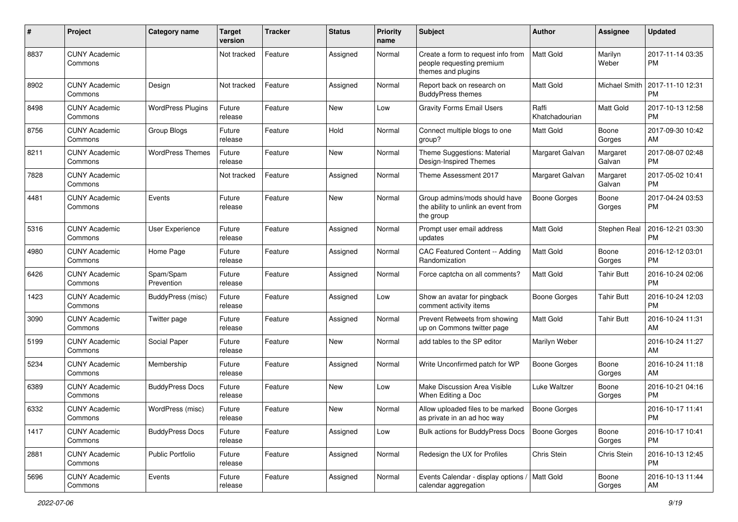| # | Project | Category name | Target version | Tracker | Status | Priority name | Subject | Author | Assignee | Updated |
|---|---|---|---|---|---|---|---|---|---|---|
| 8837 | CUNY Academic Commons | | Not tracked | Feature | Assigned | Normal | Create a form to request info from people requesting premium themes and plugins | Matt Gold | Marilyn Weber | 2017-11-14 03:35 PM |
| 8902 | CUNY Academic Commons | Design | Not tracked | Feature | Assigned | Normal | Report back on research on BuddyPress themes | Matt Gold | Michael Smith | 2017-11-10 12:31 PM |
| 8498 | CUNY Academic Commons | WordPress Plugins | Future release | Feature | New | Low | Gravity Forms Email Users | Raffi Khatchadourian | Matt Gold | 2017-10-13 12:58 PM |
| 8756 | CUNY Academic Commons | Group Blogs | Future release | Feature | Hold | Normal | Connect multiple blogs to one group? | Matt Gold | Boone Gorges | 2017-09-30 10:42 AM |
| 8211 | CUNY Academic Commons | WordPress Themes | Future release | Feature | New | Normal | Theme Suggestions: Material Design-Inspired Themes | Margaret Galvan | Margaret Galvan | 2017-08-07 02:48 PM |
| 7828 | CUNY Academic Commons | | Not tracked | Feature | Assigned | Normal | Theme Assessment 2017 | Margaret Galvan | Margaret Galvan | 2017-05-02 10:41 PM |
| 4481 | CUNY Academic Commons | Events | Future release | Feature | New | Normal | Group admins/mods should have the ability to unlink an event from the group | Boone Gorges | Boone Gorges | 2017-04-24 03:53 PM |
| 5316 | CUNY Academic Commons | User Experience | Future release | Feature | Assigned | Normal | Prompt user email address updates | Matt Gold | Stephen Real | 2016-12-21 03:30 PM |
| 4980 | CUNY Academic Commons | Home Page | Future release | Feature | Assigned | Normal | CAC Featured Content -- Adding Randomization | Matt Gold | Boone Gorges | 2016-12-12 03:01 PM |
| 6426 | CUNY Academic Commons | Spam/Spam Prevention | Future release | Feature | Assigned | Normal | Force captcha on all comments? | Matt Gold | Tahir Butt | 2016-10-24 02:06 PM |
| 1423 | CUNY Academic Commons | BuddyPress (misc) | Future release | Feature | Assigned | Low | Show an avatar for pingback comment activity items | Boone Gorges | Tahir Butt | 2016-10-24 12:03 PM |
| 3090 | CUNY Academic Commons | Twitter page | Future release | Feature | Assigned | Normal | Prevent Retweets from showing up on Commons twitter page | Matt Gold | Tahir Butt | 2016-10-24 11:31 AM |
| 5199 | CUNY Academic Commons | Social Paper | Future release | Feature | New | Normal | add tables to the SP editor | Marilyn Weber | | 2016-10-24 11:27 AM |
| 5234 | CUNY Academic Commons | Membership | Future release | Feature | Assigned | Normal | Write Unconfirmed patch for WP | Boone Gorges | Boone Gorges | 2016-10-24 11:18 AM |
| 6389 | CUNY Academic Commons | BuddyPress Docs | Future release | Feature | New | Low | Make Discussion Area Visible When Editing a Doc | Luke Waltzer | Boone Gorges | 2016-10-21 04:16 PM |
| 6332 | CUNY Academic Commons | WordPress (misc) | Future release | Feature | New | Normal | Allow uploaded files to be marked as private in an ad hoc way | Boone Gorges | | 2016-10-17 11:41 PM |
| 1417 | CUNY Academic Commons | BuddyPress Docs | Future release | Feature | Assigned | Low | Bulk actions for BuddyPress Docs | Boone Gorges | Boone Gorges | 2016-10-17 10:41 PM |
| 2881 | CUNY Academic Commons | Public Portfolio | Future release | Feature | Assigned | Normal | Redesign the UX for Profiles | Chris Stein | Chris Stein | 2016-10-13 12:45 PM |
| 5696 | CUNY Academic Commons | Events | Future release | Feature | Assigned | Normal | Events Calendar - display options / calendar aggregation | Matt Gold | Boone Gorges | 2016-10-13 11:44 AM |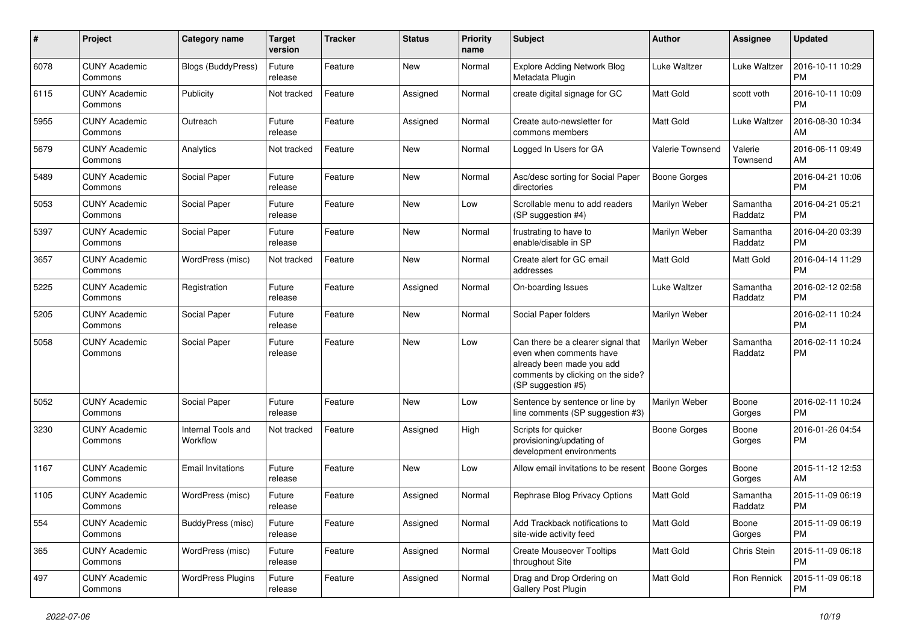| # | Project | Category name | Target version | Tracker | Status | Priority name | Subject | Author | Assignee | Updated |
|---|---|---|---|---|---|---|---|---|---|---|
| 6078 | CUNY Academic Commons | Blogs (BuddyPress) | Future release | Feature | New | Normal | Explore Adding Network Blog Metadata Plugin | Luke Waltzer | Luke Waltzer | 2016-10-11 10:29 PM |
| 6115 | CUNY Academic Commons | Publicity | Not tracked | Feature | Assigned | Normal | create digital signage for GC | Matt Gold | scott voth | 2016-10-11 10:09 PM |
| 5955 | CUNY Academic Commons | Outreach | Future release | Feature | Assigned | Normal | Create auto-newsletter for commons members | Matt Gold | Luke Waltzer | 2016-08-30 10:34 AM |
| 5679 | CUNY Academic Commons | Analytics | Not tracked | Feature | New | Normal | Logged In Users for GA | Valerie Townsend | Valerie Townsend | 2016-06-11 09:49 AM |
| 5489 | CUNY Academic Commons | Social Paper | Future release | Feature | New | Normal | Asc/desc sorting for Social Paper directories | Boone Gorges | | 2016-04-21 10:06 PM |
| 5053 | CUNY Academic Commons | Social Paper | Future release | Feature | New | Low | Scrollable menu to add readers (SP suggestion #4) | Marilyn Weber | Samantha Raddatz | 2016-04-21 05:21 PM |
| 5397 | CUNY Academic Commons | Social Paper | Future release | Feature | New | Normal | frustrating to have to enable/disable in SP | Marilyn Weber | Samantha Raddatz | 2016-04-20 03:39 PM |
| 3657 | CUNY Academic Commons | WordPress (misc) | Not tracked | Feature | New | Normal | Create alert for GC email addresses | Matt Gold | Matt Gold | 2016-04-14 11:29 PM |
| 5225 | CUNY Academic Commons | Registration | Future release | Feature | Assigned | Normal | On-boarding Issues | Luke Waltzer | Samantha Raddatz | 2016-02-12 02:58 PM |
| 5205 | CUNY Academic Commons | Social Paper | Future release | Feature | New | Normal | Social Paper folders | Marilyn Weber | | 2016-02-11 10:24 PM |
| 5058 | CUNY Academic Commons | Social Paper | Future release | Feature | New | Low | Can there be a clearer signal that even when comments have already been made you add comments by clicking on the side? (SP suggestion #5) | Marilyn Weber | Samantha Raddatz | 2016-02-11 10:24 PM |
| 5052 | CUNY Academic Commons | Social Paper | Future release | Feature | New | Low | Sentence by sentence or line by line comments (SP suggestion #3) | Marilyn Weber | Boone Gorges | 2016-02-11 10:24 PM |
| 3230 | CUNY Academic Commons | Internal Tools and Workflow | Not tracked | Feature | Assigned | High | Scripts for quicker provisioning/updating of development environments | Boone Gorges | Boone Gorges | 2016-01-26 04:54 PM |
| 1167 | CUNY Academic Commons | Email Invitations | Future release | Feature | New | Low | Allow email invitations to be resent | Boone Gorges | Boone Gorges | 2015-11-12 12:53 AM |
| 1105 | CUNY Academic Commons | WordPress (misc) | Future release | Feature | Assigned | Normal | Rephrase Blog Privacy Options | Matt Gold | Samantha Raddatz | 2015-11-09 06:19 PM |
| 554 | CUNY Academic Commons | BuddyPress (misc) | Future release | Feature | Assigned | Normal | Add Trackback notifications to site-wide activity feed | Matt Gold | Boone Gorges | 2015-11-09 06:19 PM |
| 365 | CUNY Academic Commons | WordPress (misc) | Future release | Feature | Assigned | Normal | Create Mouseover Tooltips throughout Site | Matt Gold | Chris Stein | 2015-11-09 06:18 PM |
| 497 | CUNY Academic Commons | WordPress Plugins | Future release | Feature | Assigned | Normal | Drag and Drop Ordering on Gallery Post Plugin | Matt Gold | Ron Rennick | 2015-11-09 06:18 PM |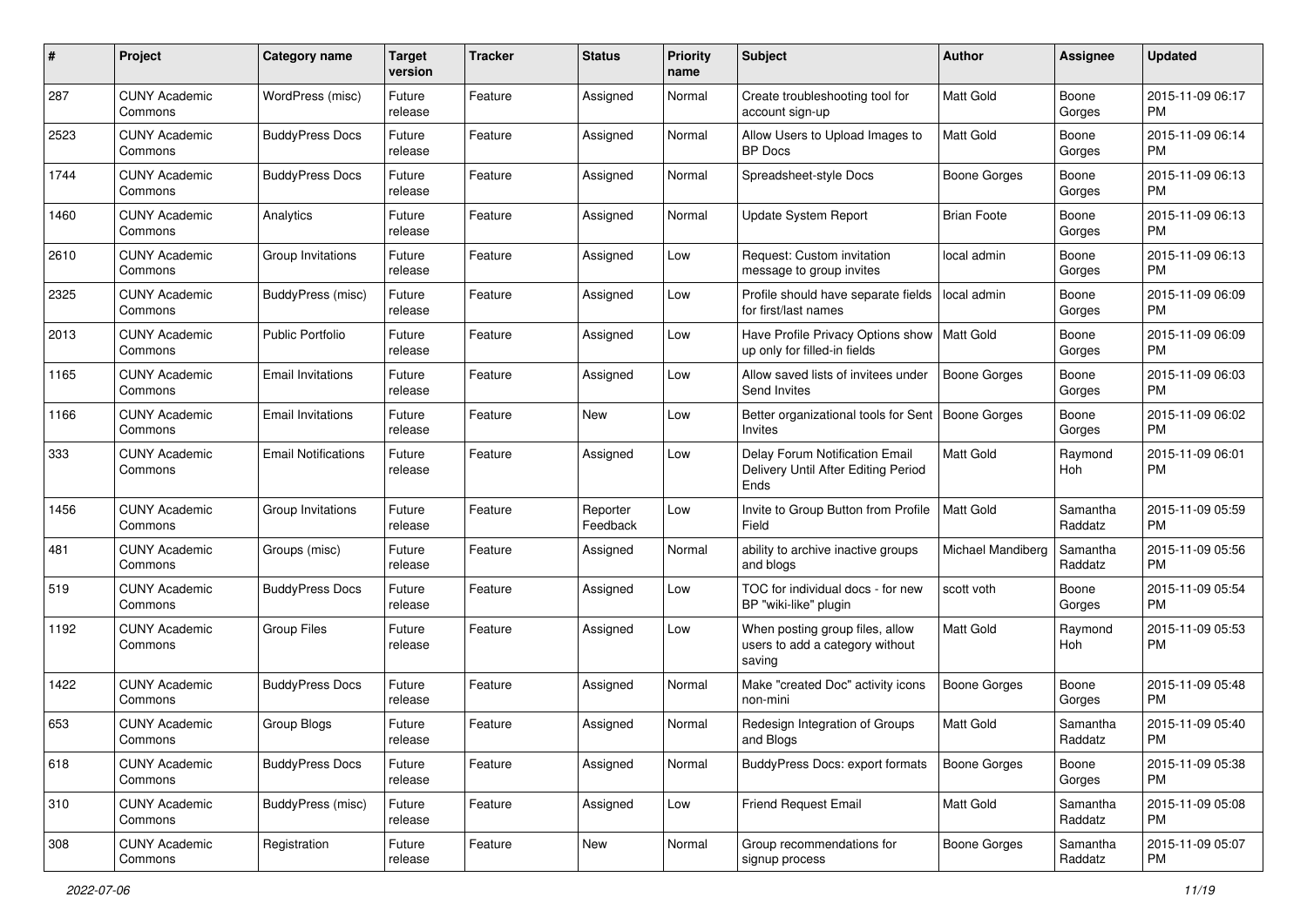| # | Project | Category name | Target version | Tracker | Status | Priority name | Subject | Author | Assignee | Updated |
|---|---|---|---|---|---|---|---|---|---|---|
| 287 | CUNY Academic Commons | WordPress (misc) | Future release | Feature | Assigned | Normal | Create troubleshooting tool for account sign-up | Matt Gold | Boone Gorges | 2015-11-09 06:17 PM |
| 2523 | CUNY Academic Commons | BuddyPress Docs | Future release | Feature | Assigned | Normal | Allow Users to Upload Images to BP Docs | Matt Gold | Boone Gorges | 2015-11-09 06:14 PM |
| 1744 | CUNY Academic Commons | BuddyPress Docs | Future release | Feature | Assigned | Normal | Spreadsheet-style Docs | Boone Gorges | Boone Gorges | 2015-11-09 06:13 PM |
| 1460 | CUNY Academic Commons | Analytics | Future release | Feature | Assigned | Normal | Update System Report | Brian Foote | Boone Gorges | 2015-11-09 06:13 PM |
| 2610 | CUNY Academic Commons | Group Invitations | Future release | Feature | Assigned | Low | Request: Custom invitation message to group invites | local admin | Boone Gorges | 2015-11-09 06:13 PM |
| 2325 | CUNY Academic Commons | BuddyPress (misc) | Future release | Feature | Assigned | Low | Profile should have separate fields for first/last names | local admin | Boone Gorges | 2015-11-09 06:09 PM |
| 2013 | CUNY Academic Commons | Public Portfolio | Future release | Feature | Assigned | Low | Have Profile Privacy Options show up only for filled-in fields | Matt Gold | Boone Gorges | 2015-11-09 06:09 PM |
| 1165 | CUNY Academic Commons | Email Invitations | Future release | Feature | Assigned | Low | Allow saved lists of invitees under Send Invites | Boone Gorges | Boone Gorges | 2015-11-09 06:03 PM |
| 1166 | CUNY Academic Commons | Email Invitations | Future release | Feature | New | Low | Better organizational tools for Sent Invites | Boone Gorges | Boone Gorges | 2015-11-09 06:02 PM |
| 333 | CUNY Academic Commons | Email Notifications | Future release | Feature | Assigned | Low | Delay Forum Notification Email Delivery Until After Editing Period Ends | Matt Gold | Raymond Hoh | 2015-11-09 06:01 PM |
| 1456 | CUNY Academic Commons | Group Invitations | Future release | Feature | Reporter Feedback | Low | Invite to Group Button from Profile Field | Matt Gold | Samantha Raddatz | 2015-11-09 05:59 PM |
| 481 | CUNY Academic Commons | Groups (misc) | Future release | Feature | Assigned | Normal | ability to archive inactive groups and blogs | Michael Mandiberg | Samantha Raddatz | 2015-11-09 05:56 PM |
| 519 | CUNY Academic Commons | BuddyPress Docs | Future release | Feature | Assigned | Low | TOC for individual docs - for new BP "wiki-like" plugin | scott voth | Boone Gorges | 2015-11-09 05:54 PM |
| 1192 | CUNY Academic Commons | Group Files | Future release | Feature | Assigned | Low | When posting group files, allow users to add a category without saving | Matt Gold | Raymond Hoh | 2015-11-09 05:53 PM |
| 1422 | CUNY Academic Commons | BuddyPress Docs | Future release | Feature | Assigned | Normal | Make "created Doc" activity icons non-mini | Boone Gorges | Boone Gorges | 2015-11-09 05:48 PM |
| 653 | CUNY Academic Commons | Group Blogs | Future release | Feature | Assigned | Normal | Redesign Integration of Groups and Blogs | Matt Gold | Samantha Raddatz | 2015-11-09 05:40 PM |
| 618 | CUNY Academic Commons | BuddyPress Docs | Future release | Feature | Assigned | Normal | BuddyPress Docs: export formats | Boone Gorges | Boone Gorges | 2015-11-09 05:38 PM |
| 310 | CUNY Academic Commons | BuddyPress (misc) | Future release | Feature | Assigned | Low | Friend Request Email | Matt Gold | Samantha Raddatz | 2015-11-09 05:08 PM |
| 308 | CUNY Academic Commons | Registration | Future release | Feature | New | Normal | Group recommendations for signup process | Boone Gorges | Samantha Raddatz | 2015-11-09 05:07 PM |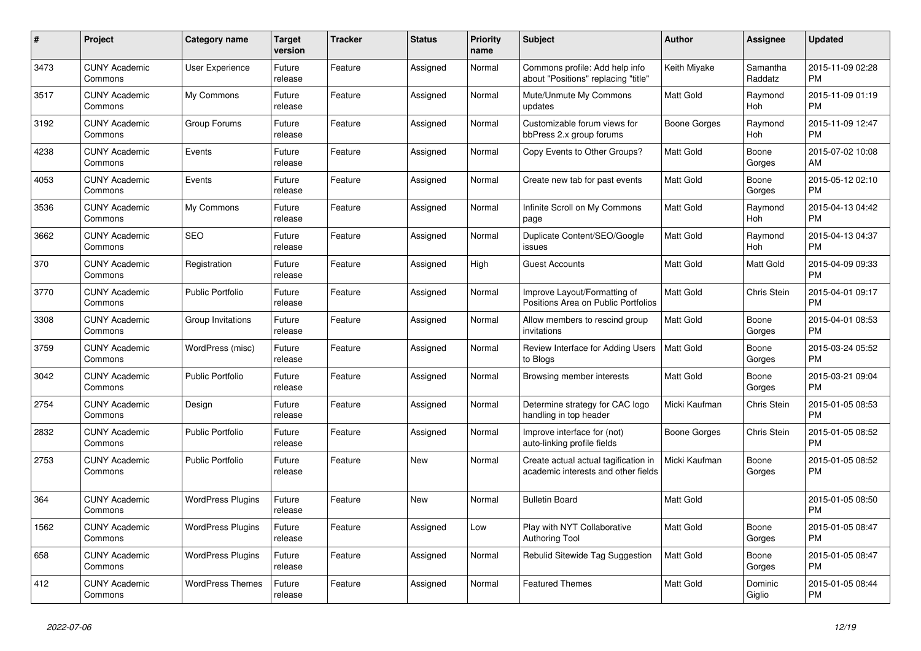| # | Project | Category name | Target version | Tracker | Status | Priority name | Subject | Author | Assignee | Updated |
|---|---|---|---|---|---|---|---|---|---|---|
| 3473 | CUNY Academic Commons | User Experience | Future release | Feature | Assigned | Normal | Commons profile: Add help info about "Positions" replacing "title" | Keith Miyake | Samantha Raddatz | 2015-11-09 02:28 PM |
| 3517 | CUNY Academic Commons | My Commons | Future release | Feature | Assigned | Normal | Mute/Unmute My Commons updates | Matt Gold | Raymond Hoh | 2015-11-09 01:19 PM |
| 3192 | CUNY Academic Commons | Group Forums | Future release | Feature | Assigned | Normal | Customizable forum views for bbPress 2.x group forums | Boone Gorges | Raymond Hoh | 2015-11-09 12:47 PM |
| 4238 | CUNY Academic Commons | Events | Future release | Feature | Assigned | Normal | Copy Events to Other Groups? | Matt Gold | Boone Gorges | 2015-07-02 10:08 AM |
| 4053 | CUNY Academic Commons | Events | Future release | Feature | Assigned | Normal | Create new tab for past events | Matt Gold | Boone Gorges | 2015-05-12 02:10 PM |
| 3536 | CUNY Academic Commons | My Commons | Future release | Feature | Assigned | Normal | Infinite Scroll on My Commons page | Matt Gold | Raymond Hoh | 2015-04-13 04:42 PM |
| 3662 | CUNY Academic Commons | SEO | Future release | Feature | Assigned | Normal | Duplicate Content/SEO/Google issues | Matt Gold | Raymond Hoh | 2015-04-13 04:37 PM |
| 370 | CUNY Academic Commons | Registration | Future release | Feature | Assigned | High | Guest Accounts | Matt Gold | Matt Gold | 2015-04-09 09:33 PM |
| 3770 | CUNY Academic Commons | Public Portfolio | Future release | Feature | Assigned | Normal | Improve Layout/Formatting of Positions Area on Public Portfolios | Matt Gold | Chris Stein | 2015-04-01 09:17 PM |
| 3308 | CUNY Academic Commons | Group Invitations | Future release | Feature | Assigned | Normal | Allow members to rescind group invitations | Matt Gold | Boone Gorges | 2015-04-01 08:53 PM |
| 3759 | CUNY Academic Commons | WordPress (misc) | Future release | Feature | Assigned | Normal | Review Interface for Adding Users to Blogs | Matt Gold | Boone Gorges | 2015-03-24 05:52 PM |
| 3042 | CUNY Academic Commons | Public Portfolio | Future release | Feature | Assigned | Normal | Browsing member interests | Matt Gold | Boone Gorges | 2015-03-21 09:04 PM |
| 2754 | CUNY Academic Commons | Design | Future release | Feature | Assigned | Normal | Determine strategy for CAC logo handling in top header | Micki Kaufman | Chris Stein | 2015-01-05 08:53 PM |
| 2832 | CUNY Academic Commons | Public Portfolio | Future release | Feature | Assigned | Normal | Improve interface for (not) auto-linking profile fields | Boone Gorges | Chris Stein | 2015-01-05 08:52 PM |
| 2753 | CUNY Academic Commons | Public Portfolio | Future release | Feature | New | Normal | Create actual actual tagification in academic interests and other fields | Micki Kaufman | Boone Gorges | 2015-01-05 08:52 PM |
| 364 | CUNY Academic Commons | WordPress Plugins | Future release | Feature | New | Normal | Bulletin Board | Matt Gold | | 2015-01-05 08:50 PM |
| 1562 | CUNY Academic Commons | WordPress Plugins | Future release | Feature | Assigned | Low | Play with NYT Collaborative Authoring Tool | Matt Gold | Boone Gorges | 2015-01-05 08:47 PM |
| 658 | CUNY Academic Commons | WordPress Plugins | Future release | Feature | Assigned | Normal | Rebulid Sitewide Tag Suggestion | Matt Gold | Boone Gorges | 2015-01-05 08:47 PM |
| 412 | CUNY Academic Commons | WordPress Themes | Future release | Feature | Assigned | Normal | Featured Themes | Matt Gold | Dominic Giglio | 2015-01-05 08:44 PM |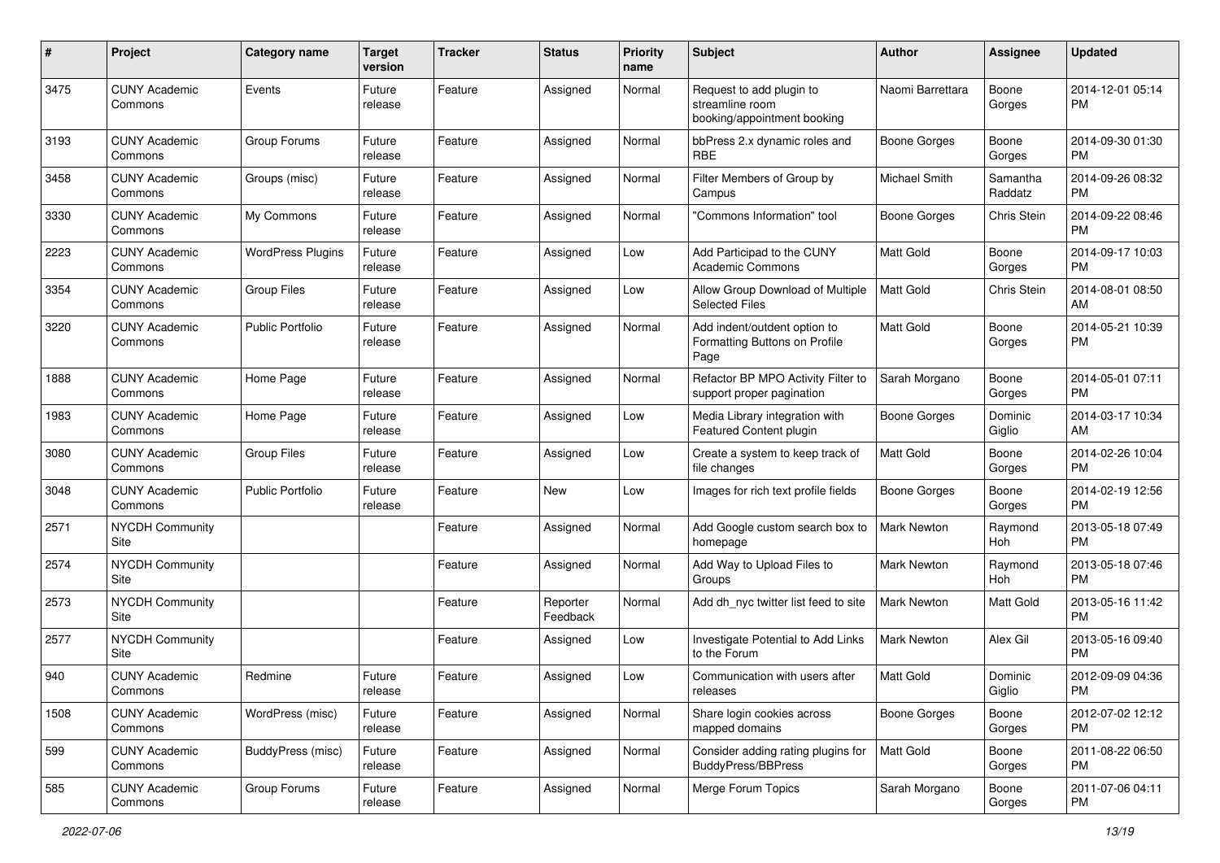| # | Project | Category name | Target version | Tracker | Status | Priority name | Subject | Author | Assignee | Updated |
|---|---|---|---|---|---|---|---|---|---|---|
| 3475 | CUNY Academic Commons | Events | Future release | Feature | Assigned | Normal | Request to add plugin to streamline room booking/appointment booking | Naomi Barrettara | Boone Gorges | 2014-12-01 05:14 PM |
| 3193 | CUNY Academic Commons | Group Forums | Future release | Feature | Assigned | Normal | bbPress 2.x dynamic roles and RBE | Boone Gorges | Boone Gorges | 2014-09-30 01:30 PM |
| 3458 | CUNY Academic Commons | Groups (misc) | Future release | Feature | Assigned | Normal | Filter Members of Group by Campus | Michael Smith | Samantha Raddatz | 2014-09-26 08:32 PM |
| 3330 | CUNY Academic Commons | My Commons | Future release | Feature | Assigned | Normal | "Commons Information" tool | Boone Gorges | Chris Stein | 2014-09-22 08:46 PM |
| 2223 | CUNY Academic Commons | WordPress Plugins | Future release | Feature | Assigned | Low | Add Participad to the CUNY Academic Commons | Matt Gold | Boone Gorges | 2014-09-17 10:03 PM |
| 3354 | CUNY Academic Commons | Group Files | Future release | Feature | Assigned | Low | Allow Group Download of Multiple Selected Files | Matt Gold | Chris Stein | 2014-08-01 08:50 AM |
| 3220 | CUNY Academic Commons | Public Portfolio | Future release | Feature | Assigned | Normal | Add indent/outdent option to Formatting Buttons on Profile Page | Matt Gold | Boone Gorges | 2014-05-21 10:39 PM |
| 1888 | CUNY Academic Commons | Home Page | Future release | Feature | Assigned | Normal | Refactor BP MPO Activity Filter to support proper pagination | Sarah Morgano | Boone Gorges | 2014-05-01 07:11 PM |
| 1983 | CUNY Academic Commons | Home Page | Future release | Feature | Assigned | Low | Media Library integration with Featured Content plugin | Boone Gorges | Dominic Giglio | 2014-03-17 10:34 AM |
| 3080 | CUNY Academic Commons | Group Files | Future release | Feature | Assigned | Low | Create a system to keep track of file changes | Matt Gold | Boone Gorges | 2014-02-26 10:04 PM |
| 3048 | CUNY Academic Commons | Public Portfolio | Future release | Feature | New | Low | Images for rich text profile fields | Boone Gorges | Boone Gorges | 2014-02-19 12:56 PM |
| 2571 | NYCDH Community Site | | | Feature | Assigned | Normal | Add Google custom search box to homepage | Mark Newton | Raymond Hoh | 2013-05-18 07:49 PM |
| 2574 | NYCDH Community Site | | | Feature | Assigned | Normal | Add Way to Upload Files to Groups | Mark Newton | Raymond Hoh | 2013-05-18 07:46 PM |
| 2573 | NYCDH Community Site | | | Feature | Reporter Feedback | Normal | Add dh_nyc twitter list feed to site | Mark Newton | Matt Gold | 2013-05-16 11:42 PM |
| 2577 | NYCDH Community Site | | | Feature | Assigned | Low | Investigate Potential to Add Links to the Forum | Mark Newton | Alex Gil | 2013-05-16 09:40 PM |
| 940 | CUNY Academic Commons | Redmine | Future release | Feature | Assigned | Low | Communication with users after releases | Matt Gold | Dominic Giglio | 2012-09-09 04:36 PM |
| 1508 | CUNY Academic Commons | WordPress (misc) | Future release | Feature | Assigned | Normal | Share login cookies across mapped domains | Boone Gorges | Boone Gorges | 2012-07-02 12:12 PM |
| 599 | CUNY Academic Commons | BuddyPress (misc) | Future release | Feature | Assigned | Normal | Consider adding rating plugins for BuddyPress/BBPress | Matt Gold | Boone Gorges | 2011-08-22 06:50 PM |
| 585 | CUNY Academic Commons | Group Forums | Future release | Feature | Assigned | Normal | Merge Forum Topics | Sarah Morgano | Boone Gorges | 2011-07-06 04:11 PM |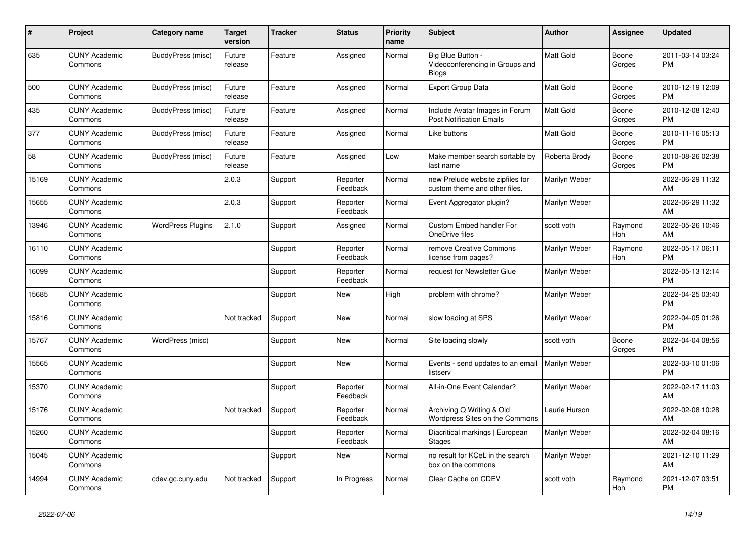| # | Project | Category name | Target version | Tracker | Status | Priority name | Subject | Author | Assignee | Updated |
|---|---|---|---|---|---|---|---|---|---|---|
| 635 | CUNY Academic Commons | BuddyPress (misc) | Future release | Feature | Assigned | Normal | Big Blue Button - Videoconferencing in Groups and Blogs | Matt Gold | Boone Gorges | 2011-03-14 03:24 PM |
| 500 | CUNY Academic Commons | BuddyPress (misc) | Future release | Feature | Assigned | Normal | Export Group Data | Matt Gold | Boone Gorges | 2010-12-19 12:09 PM |
| 435 | CUNY Academic Commons | BuddyPress (misc) | Future release | Feature | Assigned | Normal | Include Avatar Images in Forum Post Notification Emails | Matt Gold | Boone Gorges | 2010-12-08 12:40 PM |
| 377 | CUNY Academic Commons | BuddyPress (misc) | Future release | Feature | Assigned | Normal | Like buttons | Matt Gold | Boone Gorges | 2010-11-16 05:13 PM |
| 58 | CUNY Academic Commons | BuddyPress (misc) | Future release | Feature | Assigned | Low | Make member search sortable by last name | Roberta Brody | Boone Gorges | 2010-08-26 02:38 PM |
| 15169 | CUNY Academic Commons | | 2.0.3 | Support | Reporter Feedback | Normal | new Prelude website zipfiles for custom theme and other files. | Marilyn Weber | | 2022-06-29 11:32 AM |
| 15655 | CUNY Academic Commons | | 2.0.3 | Support | Reporter Feedback | Normal | Event Aggregator plugin? | Marilyn Weber | | 2022-06-29 11:32 AM |
| 13946 | CUNY Academic Commons | WordPress Plugins | 2.1.0 | Support | Assigned | Normal | Custom Embed handler For OneDrive files | scott voth | Raymond Hoh | 2022-05-26 10:46 AM |
| 16110 | CUNY Academic Commons | | | Support | Reporter Feedback | Normal | remove Creative Commons license from pages? | Marilyn Weber | Raymond Hoh | 2022-05-17 06:11 PM |
| 16099 | CUNY Academic Commons | | | Support | Reporter Feedback | Normal | request for Newsletter Glue | Marilyn Weber | | 2022-05-13 12:14 PM |
| 15685 | CUNY Academic Commons | | | Support | New | High | problem with chrome? | Marilyn Weber | | 2022-04-25 03:40 PM |
| 15816 | CUNY Academic Commons | | Not tracked | Support | New | Normal | slow loading at SPS | Marilyn Weber | | 2022-04-05 01:26 PM |
| 15767 | CUNY Academic Commons | WordPress (misc) | | Support | New | Normal | Site loading slowly | scott voth | Boone Gorges | 2022-04-04 08:56 PM |
| 15565 | CUNY Academic Commons | | | Support | New | Normal | Events - send updates to an email listserv | Marilyn Weber | | 2022-03-10 01:06 PM |
| 15370 | CUNY Academic Commons | | | Support | Reporter Feedback | Normal | All-in-One Event Calendar? | Marilyn Weber | | 2022-02-17 11:03 AM |
| 15176 | CUNY Academic Commons | | Not tracked | Support | Reporter Feedback | Normal | Archiving Q Writing & Old Wordpress Sites on the Commons | Laurie Hurson | | 2022-02-08 10:28 AM |
| 15260 | CUNY Academic Commons | | | Support | Reporter Feedback | Normal | Diacritical markings \| European Stages | Marilyn Weber | | 2022-02-04 08:16 AM |
| 15045 | CUNY Academic Commons | | | Support | New | Normal | no result for KCeL in the search box on the commons | Marilyn Weber | | 2021-12-10 11:29 AM |
| 14994 | CUNY Academic Commons | cdev.gc.cuny.edu | Not tracked | Support | In Progress | Normal | Clear Cache on CDEV | scott voth | Raymond Hoh | 2021-12-07 03:51 PM |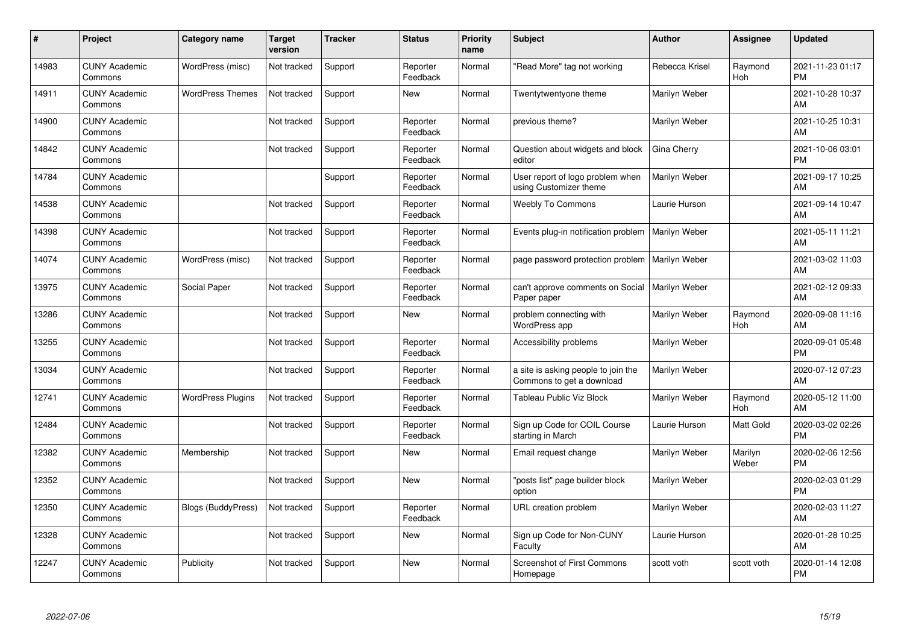| # | Project | Category name | Target version | Tracker | Status | Priority name | Subject | Author | Assignee | Updated |
|---|---|---|---|---|---|---|---|---|---|---|
| 14983 | CUNY Academic Commons | WordPress (misc) | Not tracked | Support | Reporter Feedback | Normal | "Read More" tag not working | Rebecca Krisel | Raymond Hoh | 2021-11-23 01:17 PM |
| 14911 | CUNY Academic Commons | WordPress Themes | Not tracked | Support | New | Normal | Twentytwentyone theme | Marilyn Weber | | 2021-10-28 10:37 AM |
| 14900 | CUNY Academic Commons | | Not tracked | Support | Reporter Feedback | Normal | previous theme? | Marilyn Weber | | 2021-10-25 10:31 AM |
| 14842 | CUNY Academic Commons | | Not tracked | Support | Reporter Feedback | Normal | Question about widgets and block editor | Gina Cherry | | 2021-10-06 03:01 PM |
| 14784 | CUNY Academic Commons | | | Support | Reporter Feedback | Normal | User report of logo problem when using Customizer theme | Marilyn Weber | | 2021-09-17 10:25 AM |
| 14538 | CUNY Academic Commons | | Not tracked | Support | Reporter Feedback | Normal | Weebly To Commons | Laurie Hurson | | 2021-09-14 10:47 AM |
| 14398 | CUNY Academic Commons | | Not tracked | Support | Reporter Feedback | Normal | Events plug-in notification problem | Marilyn Weber | | 2021-05-11 11:21 AM |
| 14074 | CUNY Academic Commons | WordPress (misc) | Not tracked | Support | Reporter Feedback | Normal | page password protection problem | Marilyn Weber | | 2021-03-02 11:03 AM |
| 13975 | CUNY Academic Commons | Social Paper | Not tracked | Support | Reporter Feedback | Normal | can't approve comments on Social Paper paper | Marilyn Weber | | 2021-02-12 09:33 AM |
| 13286 | CUNY Academic Commons | | Not tracked | Support | New | Normal | problem connecting with WordPress app | Marilyn Weber | Raymond Hoh | 2020-09-08 11:16 AM |
| 13255 | CUNY Academic Commons | | Not tracked | Support | Reporter Feedback | Normal | Accessibility problems | Marilyn Weber | | 2020-09-01 05:48 PM |
| 13034 | CUNY Academic Commons | | Not tracked | Support | Reporter Feedback | Normal | a site is asking people to join the Commons to get a download | Marilyn Weber | | 2020-07-12 07:23 AM |
| 12741 | CUNY Academic Commons | WordPress Plugins | Not tracked | Support | Reporter Feedback | Normal | Tableau Public Viz Block | Marilyn Weber | Raymond Hoh | 2020-05-12 11:00 AM |
| 12484 | CUNY Academic Commons | | Not tracked | Support | Reporter Feedback | Normal | Sign up Code for COIL Course starting in March | Laurie Hurson | Matt Gold | 2020-03-02 02:26 PM |
| 12382 | CUNY Academic Commons | Membership | Not tracked | Support | New | Normal | Email request change | Marilyn Weber | Marilyn Weber | 2020-02-06 12:56 PM |
| 12352 | CUNY Academic Commons | | Not tracked | Support | New | Normal | "posts list" page builder block option | Marilyn Weber | | 2020-02-03 01:29 PM |
| 12350 | CUNY Academic Commons | Blogs (BuddyPress) | Not tracked | Support | Reporter Feedback | Normal | URL creation problem | Marilyn Weber | | 2020-02-03 11:27 AM |
| 12328 | CUNY Academic Commons | | Not tracked | Support | New | Normal | Sign up Code for Non-CUNY Faculty | Laurie Hurson | | 2020-01-28 10:25 AM |
| 12247 | CUNY Academic Commons | Publicity | Not tracked | Support | New | Normal | Screenshot of First Commons Homepage | scott voth | scott voth | 2020-01-14 12:08 PM |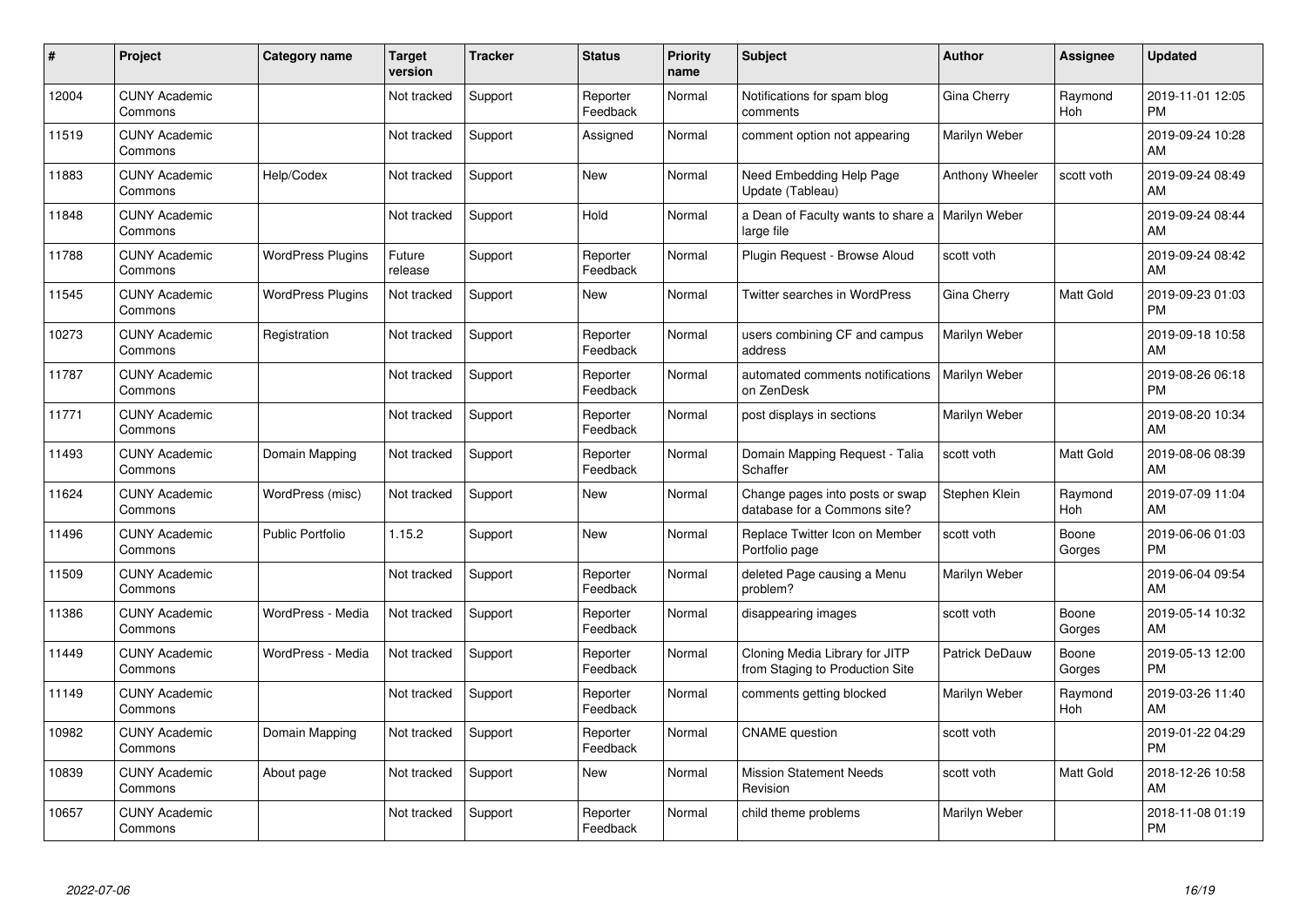| # | Project | Category name | Target version | Tracker | Status | Priority name | Subject | Author | Assignee | Updated |
|---|---|---|---|---|---|---|---|---|---|---|
| 12004 | CUNY Academic Commons | | Not tracked | Support | Reporter Feedback | Normal | Notifications for spam blog comments | Gina Cherry | Raymond Hoh | 2019-11-01 12:05 PM |
| 11519 | CUNY Academic Commons | | Not tracked | Support | Assigned | Normal | comment option not appearing | Marilyn Weber | | 2019-09-24 10:28 AM |
| 11883 | CUNY Academic Commons | Help/Codex | Not tracked | Support | New | Normal | Need Embedding Help Page Update (Tableau) | Anthony Wheeler | scott voth | 2019-09-24 08:49 AM |
| 11848 | CUNY Academic Commons | | Not tracked | Support | Hold | Normal | a Dean of Faculty wants to share a large file | Marilyn Weber | | 2019-09-24 08:44 AM |
| 11788 | CUNY Academic Commons | WordPress Plugins | Future release | Support | Reporter Feedback | Normal | Plugin Request - Browse Aloud | scott voth | | 2019-09-24 08:42 AM |
| 11545 | CUNY Academic Commons | WordPress Plugins | Not tracked | Support | New | Normal | Twitter searches in WordPress | Gina Cherry | Matt Gold | 2019-09-23 01:03 PM |
| 10273 | CUNY Academic Commons | Registration | Not tracked | Support | Reporter Feedback | Normal | users combining CF and campus address | Marilyn Weber | | 2019-09-18 10:58 AM |
| 11787 | CUNY Academic Commons | | Not tracked | Support | Reporter Feedback | Normal | automated comments notifications on ZenDesk | Marilyn Weber | | 2019-08-26 06:18 PM |
| 11771 | CUNY Academic Commons | | Not tracked | Support | Reporter Feedback | Normal | post displays in sections | Marilyn Weber | | 2019-08-20 10:34 AM |
| 11493 | CUNY Academic Commons | Domain Mapping | Not tracked | Support | Reporter Feedback | Normal | Domain Mapping Request - Talia Schaffer | scott voth | Matt Gold | 2019-08-06 08:39 AM |
| 11624 | CUNY Academic Commons | WordPress (misc) | Not tracked | Support | New | Normal | Change pages into posts or swap database for a Commons site? | Stephen Klein | Raymond Hoh | 2019-07-09 11:04 AM |
| 11496 | CUNY Academic Commons | Public Portfolio | 1.15.2 | Support | New | Normal | Replace Twitter Icon on Member Portfolio page | scott voth | Boone Gorges | 2019-06-06 01:03 PM |
| 11509 | CUNY Academic Commons | | Not tracked | Support | Reporter Feedback | Normal | deleted Page causing a Menu problem? | Marilyn Weber | | 2019-06-04 09:54 AM |
| 11386 | CUNY Academic Commons | WordPress - Media | Not tracked | Support | Reporter Feedback | Normal | disappearing images | scott voth | Boone Gorges | 2019-05-14 10:32 AM |
| 11449 | CUNY Academic Commons | WordPress - Media | Not tracked | Support | Reporter Feedback | Normal | Cloning Media Library for JITP from Staging to Production Site | Patrick DeDauw | Boone Gorges | 2019-05-13 12:00 PM |
| 11149 | CUNY Academic Commons | | Not tracked | Support | Reporter Feedback | Normal | comments getting blocked | Marilyn Weber | Raymond Hoh | 2019-03-26 11:40 AM |
| 10982 | CUNY Academic Commons | Domain Mapping | Not tracked | Support | Reporter Feedback | Normal | CNAME question | scott voth | | 2019-01-22 04:29 PM |
| 10839 | CUNY Academic Commons | About page | Not tracked | Support | New | Normal | Mission Statement Needs Revision | scott voth | Matt Gold | 2018-12-26 10:58 AM |
| 10657 | CUNY Academic Commons | | Not tracked | Support | Reporter Feedback | Normal | child theme problems | Marilyn Weber | | 2018-11-08 01:19 PM |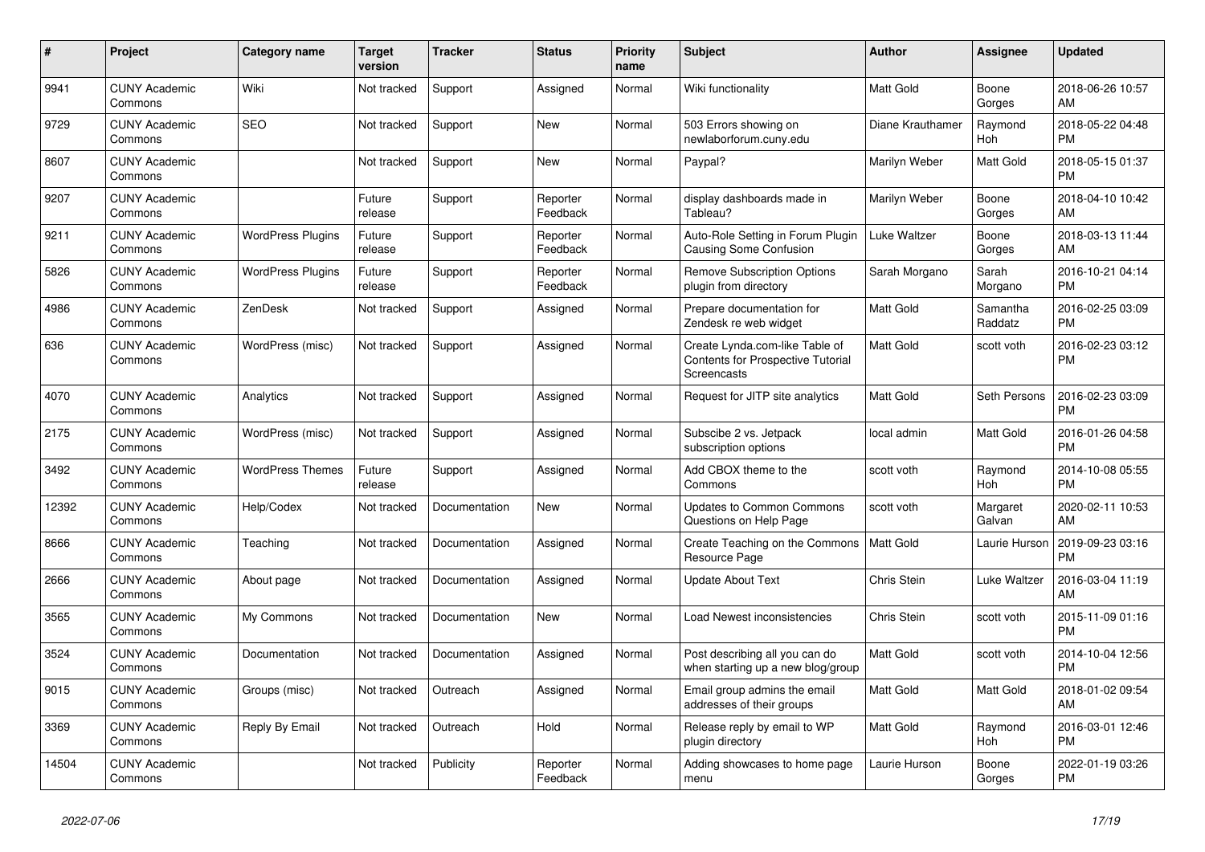| # | Project | Category name | Target version | Tracker | Status | Priority name | Subject | Author | Assignee | Updated |
|---|---|---|---|---|---|---|---|---|---|---|
| 9941 | CUNY Academic Commons | Wiki | Not tracked | Support | Assigned | Normal | Wiki functionality | Matt Gold | Boone Gorges | 2018-06-26 10:57 AM |
| 9729 | CUNY Academic Commons | SEO | Not tracked | Support | New | Normal | 503 Errors showing on newlaborforum.cuny.edu | Diane Krauthamer | Raymond Hoh | 2018-05-22 04:48 PM |
| 8607 | CUNY Academic Commons | | Not tracked | Support | New | Normal | Paypal? | Marilyn Weber | Matt Gold | 2018-05-15 01:37 PM |
| 9207 | CUNY Academic Commons | | Future release | Support | Reporter Feedback | Normal | display dashboards made in Tableau? | Marilyn Weber | Boone Gorges | 2018-04-10 10:42 AM |
| 9211 | CUNY Academic Commons | WordPress Plugins | Future release | Support | Reporter Feedback | Normal | Auto-Role Setting in Forum Plugin Causing Some Confusion | Luke Waltzer | Boone Gorges | 2018-03-13 11:44 AM |
| 5826 | CUNY Academic Commons | WordPress Plugins | Future release | Support | Reporter Feedback | Normal | Remove Subscription Options plugin from directory | Sarah Morgano | Sarah Morgano | 2016-10-21 04:14 PM |
| 4986 | CUNY Academic Commons | ZenDesk | Not tracked | Support | Assigned | Normal | Prepare documentation for Zendesk re web widget | Matt Gold | Samantha Raddatz | 2016-02-25 03:09 PM |
| 636 | CUNY Academic Commons | WordPress (misc) | Not tracked | Support | Assigned | Normal | Create Lynda.com-like Table of Contents for Prospective Tutorial Screencasts | Matt Gold | scott voth | 2016-02-23 03:12 PM |
| 4070 | CUNY Academic Commons | Analytics | Not tracked | Support | Assigned | Normal | Request for JITP site analytics | Matt Gold | Seth Persons | 2016-02-23 03:09 PM |
| 2175 | CUNY Academic Commons | WordPress (misc) | Not tracked | Support | Assigned | Normal | Subscibe 2 vs. Jetpack subscription options | local admin | Matt Gold | 2016-01-26 04:58 PM |
| 3492 | CUNY Academic Commons | WordPress Themes | Future release | Support | Assigned | Normal | Add CBOX theme to the Commons | scott voth | Raymond Hoh | 2014-10-08 05:55 PM |
| 12392 | CUNY Academic Commons | Help/Codex | Not tracked | Documentation | New | Normal | Updates to Common Commons Questions on Help Page | scott voth | Margaret Galvan | 2020-02-11 10:53 AM |
| 8666 | CUNY Academic Commons | Teaching | Not tracked | Documentation | Assigned | Normal | Create Teaching on the Commons Resource Page | Matt Gold | Laurie Hurson | 2019-09-23 03:16 PM |
| 2666 | CUNY Academic Commons | About page | Not tracked | Documentation | Assigned | Normal | Update About Text | Chris Stein | Luke Waltzer | 2016-03-04 11:19 AM |
| 3565 | CUNY Academic Commons | My Commons | Not tracked | Documentation | New | Normal | Load Newest inconsistencies | Chris Stein | scott voth | 2015-11-09 01:16 PM |
| 3524 | CUNY Academic Commons | Documentation | Not tracked | Documentation | Assigned | Normal | Post describing all you can do when starting up a new blog/group | Matt Gold | scott voth | 2014-10-04 12:56 PM |
| 9015 | CUNY Academic Commons | Groups (misc) | Not tracked | Outreach | Assigned | Normal | Email group admins the email addresses of their groups | Matt Gold | Matt Gold | 2018-01-02 09:54 AM |
| 3369 | CUNY Academic Commons | Reply By Email | Not tracked | Outreach | Hold | Normal | Release reply by email to WP plugin directory | Matt Gold | Raymond Hoh | 2016-03-01 12:46 PM |
| 14504 | CUNY Academic Commons | | Not tracked | Publicity | Reporter Feedback | Normal | Adding showcases to home page menu | Laurie Hurson | Boone Gorges | 2022-01-19 03:26 PM |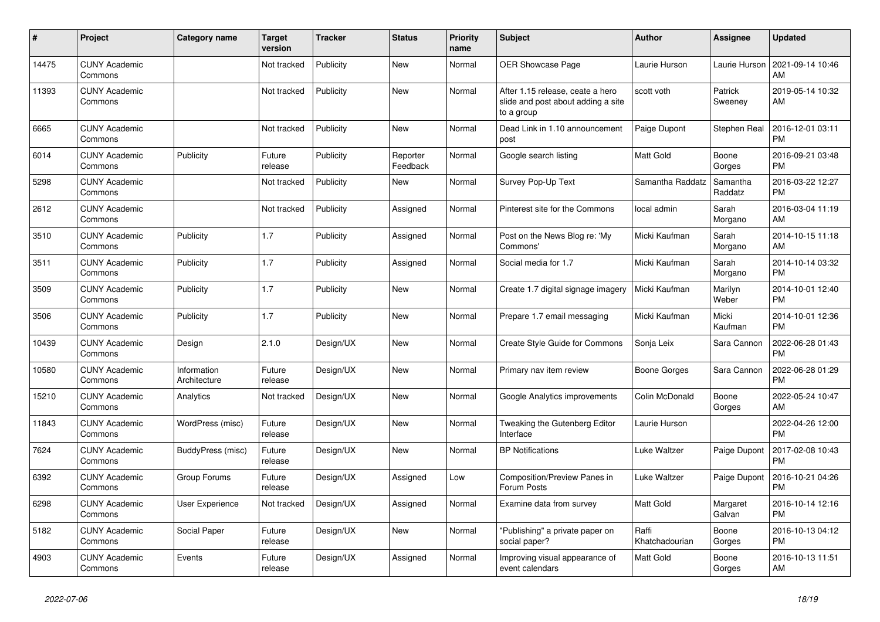| # | Project | Category name | Target version | Tracker | Status | Priority name | Subject | Author | Assignee | Updated |
|---|---|---|---|---|---|---|---|---|---|---|
| 14475 | CUNY Academic Commons | | Not tracked | Publicity | New | Normal | OER Showcase Page | Laurie Hurson | Laurie Hurson | 2021-09-14 10:46 AM |
| 11393 | CUNY Academic Commons | | Not tracked | Publicity | New | Normal | After 1.15 release, ceate a hero slide and post about adding a site to a group | scott voth | Patrick Sweeney | 2019-05-14 10:32 AM |
| 6665 | CUNY Academic Commons | | Not tracked | Publicity | New | Normal | Dead Link in 1.10 announcement post | Paige Dupont | Stephen Real | 2016-12-01 03:11 PM |
| 6014 | CUNY Academic Commons | Publicity | Future release | Publicity | Reporter Feedback | Normal | Google search listing | Matt Gold | Boone Gorges | 2016-09-21 03:48 PM |
| 5298 | CUNY Academic Commons | | Not tracked | Publicity | New | Normal | Survey Pop-Up Text | Samantha Raddatz | Samantha Raddatz | 2016-03-22 12:27 PM |
| 2612 | CUNY Academic Commons | | Not tracked | Publicity | Assigned | Normal | Pinterest site for the Commons | local admin | Sarah Morgano | 2016-03-04 11:19 AM |
| 3510 | CUNY Academic Commons | Publicity | 1.7 | Publicity | Assigned | Normal | Post on the News Blog re: 'My Commons' | Micki Kaufman | Sarah Morgano | 2014-10-15 11:18 AM |
| 3511 | CUNY Academic Commons | Publicity | 1.7 | Publicity | Assigned | Normal | Social media for 1.7 | Micki Kaufman | Sarah Morgano | 2014-10-14 03:32 PM |
| 3509 | CUNY Academic Commons | Publicity | 1.7 | Publicity | New | Normal | Create 1.7 digital signage imagery | Micki Kaufman | Marilyn Weber | 2014-10-01 12:40 PM |
| 3506 | CUNY Academic Commons | Publicity | 1.7 | Publicity | New | Normal | Prepare 1.7 email messaging | Micki Kaufman | Micki Kaufman | 2014-10-01 12:36 PM |
| 10439 | CUNY Academic Commons | Design | 2.1.0 | Design/UX | New | Normal | Create Style Guide for Commons | Sonja Leix | Sara Cannon | 2022-06-28 01:43 PM |
| 10580 | CUNY Academic Commons | Information Architecture | Future release | Design/UX | New | Normal | Primary nav item review | Boone Gorges | Sara Cannon | 2022-06-28 01:29 PM |
| 15210 | CUNY Academic Commons | Analytics | Not tracked | Design/UX | New | Normal | Google Analytics improvements | Colin McDonald | Boone Gorges | 2022-05-24 10:47 AM |
| 11843 | CUNY Academic Commons | WordPress (misc) | Future release | Design/UX | New | Normal | Tweaking the Gutenberg Editor Interface | Laurie Hurson | | 2022-04-26 12:00 PM |
| 7624 | CUNY Academic Commons | BuddyPress (misc) | Future release | Design/UX | New | Normal | BP Notifications | Luke Waltzer | Paige Dupont | 2017-02-08 10:43 PM |
| 6392 | CUNY Academic Commons | Group Forums | Future release | Design/UX | Assigned | Low | Composition/Preview Panes in Forum Posts | Luke Waltzer | Paige Dupont | 2016-10-21 04:26 PM |
| 6298 | CUNY Academic Commons | User Experience | Not tracked | Design/UX | Assigned | Normal | Examine data from survey | Matt Gold | Margaret Galvan | 2016-10-14 12:16 PM |
| 5182 | CUNY Academic Commons | Social Paper | Future release | Design/UX | New | Normal | "Publishing" a private paper on social paper? | Raffi Khatchadourian | Boone Gorges | 2016-10-13 04:12 PM |
| 4903 | CUNY Academic Commons | Events | Future release | Design/UX | Assigned | Normal | Improving visual appearance of event calendars | Matt Gold | Boone Gorges | 2016-10-13 11:51 AM |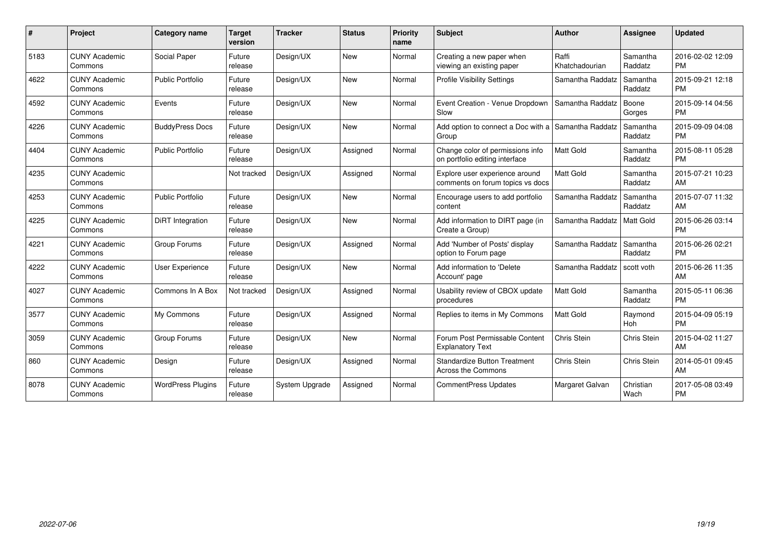| # | Project | Category name | Target version | Tracker | Status | Priority name | Subject | Author | Assignee | Updated |
|---|---|---|---|---|---|---|---|---|---|---|
| 5183 | CUNY Academic Commons | Social Paper | Future release | Design/UX | New | Normal | Creating a new paper when viewing an existing paper | Raffi Khatchadourian | Samantha Raddatz | 2016-02-02 12:09 PM |
| 4622 | CUNY Academic Commons | Public Portfolio | Future release | Design/UX | New | Normal | Profile Visibility Settings | Samantha Raddatz | Samantha Raddatz | 2015-09-21 12:18 PM |
| 4592 | CUNY Academic Commons | Events | Future release | Design/UX | New | Normal | Event Creation - Venue Dropdown Slow | Samantha Raddatz | Boone Gorges | 2015-09-14 04:56 PM |
| 4226 | CUNY Academic Commons | BuddyPress Docs | Future release | Design/UX | New | Normal | Add option to connect a Doc with a Group | Samantha Raddatz | Samantha Raddatz | 2015-09-09 04:08 PM |
| 4404 | CUNY Academic Commons | Public Portfolio | Future release | Design/UX | Assigned | Normal | Change color of permissions info on portfolio editing interface | Matt Gold | Samantha Raddatz | 2015-08-11 05:28 PM |
| 4235 | CUNY Academic Commons | | Not tracked | Design/UX | Assigned | Normal | Explore user experience around comments on forum topics vs docs | Matt Gold | Samantha Raddatz | 2015-07-21 10:23 AM |
| 4253 | CUNY Academic Commons | Public Portfolio | Future release | Design/UX | New | Normal | Encourage users to add portfolio content | Samantha Raddatz | Samantha Raddatz | 2015-07-07 11:32 AM |
| 4225 | CUNY Academic Commons | DiRT Integration | Future release | Design/UX | New | Normal | Add information to DIRT page (in Create a Group) | Samantha Raddatz | Matt Gold | 2015-06-26 03:14 PM |
| 4221 | CUNY Academic Commons | Group Forums | Future release | Design/UX | Assigned | Normal | Add 'Number of Posts' display option to Forum page | Samantha Raddatz | Samantha Raddatz | 2015-06-26 02:21 PM |
| 4222 | CUNY Academic Commons | User Experience | Future release | Design/UX | New | Normal | Add information to 'Delete Account' page | Samantha Raddatz | scott voth | 2015-06-26 11:35 AM |
| 4027 | CUNY Academic Commons | Commons In A Box | Not tracked | Design/UX | Assigned | Normal | Usability review of CBOX update procedures | Matt Gold | Samantha Raddatz | 2015-05-11 06:36 PM |
| 3577 | CUNY Academic Commons | My Commons | Future release | Design/UX | Assigned | Normal | Replies to items in My Commons | Matt Gold | Raymond Hoh | 2015-04-09 05:19 PM |
| 3059 | CUNY Academic Commons | Group Forums | Future release | Design/UX | New | Normal | Forum Post Permissable Content Explanatory Text | Chris Stein | Chris Stein | 2015-04-02 11:27 AM |
| 860 | CUNY Academic Commons | Design | Future release | Design/UX | Assigned | Normal | Standardize Button Treatment Across the Commons | Chris Stein | Chris Stein | 2014-05-01 09:45 AM |
| 8078 | CUNY Academic Commons | WordPress Plugins | Future release | System Upgrade | Assigned | Normal | CommentPress Updates | Margaret Galvan | Christian Wach | 2017-05-08 03:49 PM |